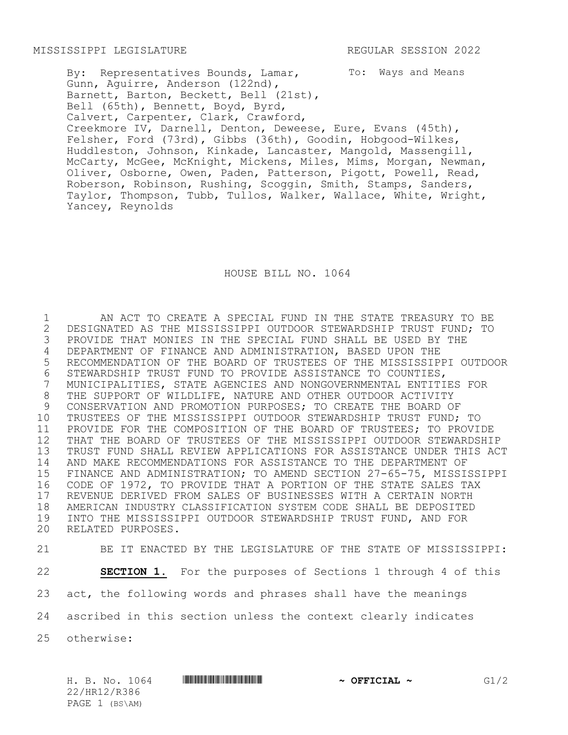MISSISSIPPI LEGISLATURE REGULAR SESSION 2022

By: Representatives Bounds, Lamar, Gunn, Aguirre, Anderson (122nd), Barnett, Barton, Beckett, Bell (21st), Bell (65th), Bennett, Boyd, Byrd, Calvert, Carpenter, Clark, Crawford, Creekmore IV, Darnell, Denton, Deweese, Eure, Evans (45th), Felsher, Ford (73rd), Gibbs (36th), Goodin, Hobgood-Wilkes, Huddleston, Johnson, Kinkade, Lancaster, Mangold, Massengill, McCarty, McGee, McKnight, Mickens, Miles, Mims, Morgan, Newman, Oliver, Osborne, Owen, Paden, Patterson, Pigott, Powell, Read, Roberson, Robinson, Rushing, Scoggin, Smith, Stamps, Sanders, Taylor, Thompson, Tubb, Tullos, Walker, Wallace, White, Wright, Yancey, Reynolds

To: Ways and Means

# HOUSE BILL NO. 1064

1 AN ACT TO CREATE A SPECIAL FUND IN THE STATE TREASURY TO BE
2 DESIGNATED AS THE MISSISSIPPI OUTDOOR STEWARDSHIP TRUST FUND; TO
3 PROVIDE THAT MONIES IN THE SPECIAL FUND SHALL BE USED BY THE
4 DEPARTMENT OF FINANCE AND ADMINISTRATION, BASED UPON THE
5 RECOMMENDATION OF THE BOARD OF TRUSTEES OF THE MISSISSIPPI OUTDOOR
6 STEWARDSHIP TRUST FUND TO PROVIDE ASSISTANCE TO COUNTIES,
7 MUNICIPALITIES, STATE AGENCIES AND NONGOVERNMENTAL ENTITIES FOR
8 THE SUPPORT OF WILDLIFE, NATURE AND OTHER OUTDOOR ACTIVITY
9 CONSERVATION AND PROMOTION PURPOSES; TO CREATE THE BOARD OF
10 TRUSTEES OF THE MISSISSIPPI OUTDOOR STEWARDSHIP TRUST FUND; TO
11 PROVIDE FOR THE COMPOSITION OF THE BOARD OF TRUSTEES; TO PROVIDE
12 THAT THE BOARD OF TRUSTEES OF THE MISSISSIPPI OUTDOOR STEWARDSHIP
13 TRUST FUND SHALL REVIEW APPLICATIONS FOR ASSISTANCE UNDER THIS ACT
14 AND MAKE RECOMMENDATIONS FOR ASSISTANCE TO THE DEPARTMENT OF
15 FINANCE AND ADMINISTRATION; TO AMEND SECTION 27-65-75, MISSISSIPPI
16 CODE OF 1972, TO PROVIDE THAT A PORTION OF THE STATE SALES TAX
17 REVENUE DERIVED FROM SALES OF BUSINESSES WITH A CERTAIN NORTH
18 AMERICAN INDUSTRY CLASSIFICATION SYSTEM CODE SHALL BE DEPOSITED
19 INTO THE MISSISSIPPI OUTDOOR STEWARDSHIP TRUST FUND, AND FOR
20 RELATED PURPOSES.

21 BE IT ENACTED BY THE LEGISLATURE OF THE STATE OF MISSISSIPPI:

22 **SECTION 1.** For the purposes of Sections 1 through 4 of this
23 act, the following words and phrases shall have the meanings
24 ascribed in this section unless the context clearly indicates
25 otherwise: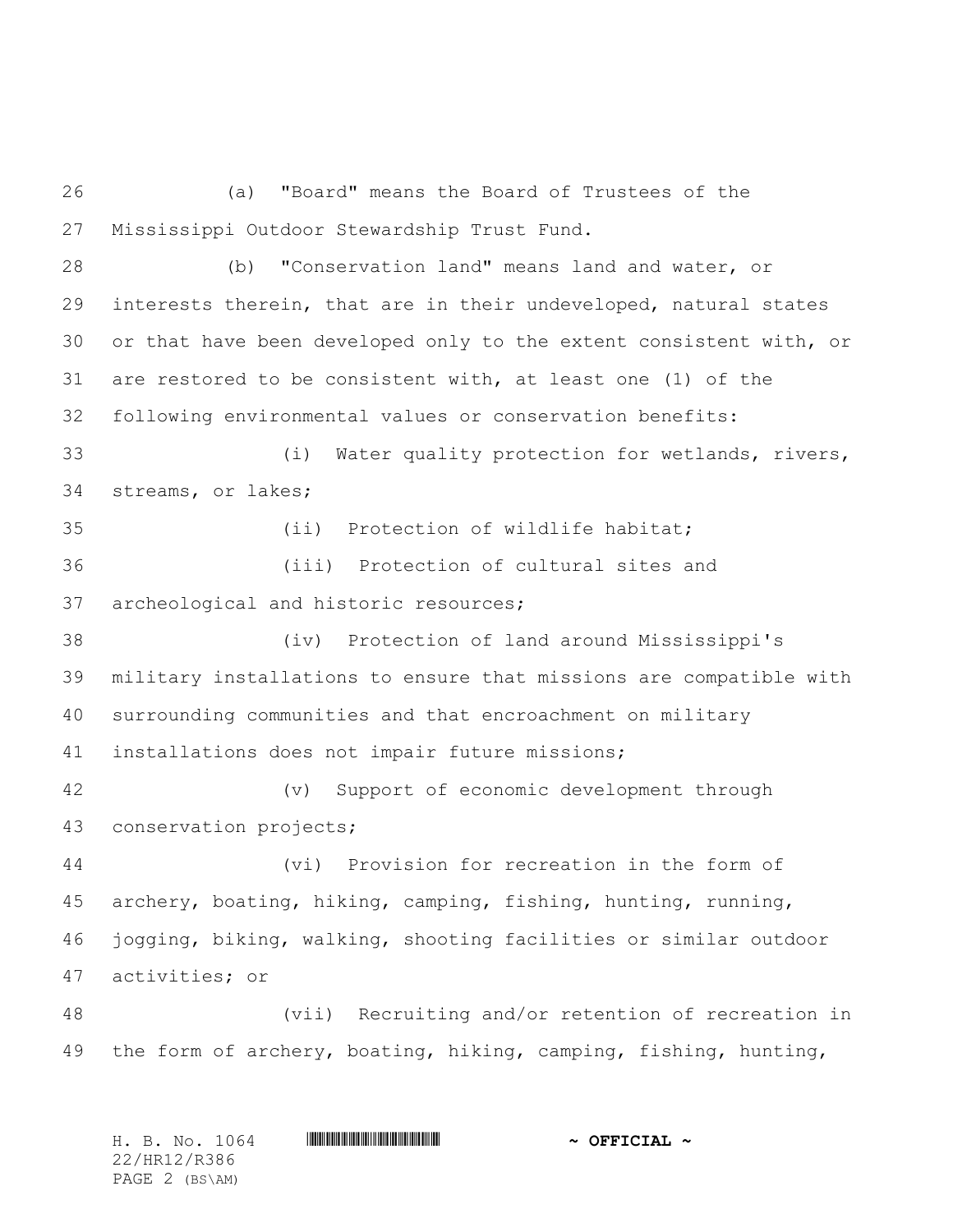(a) "Board" means the Board of Trustees of the Mississippi Outdoor Stewardship Trust Fund.

(b) "Conservation land" means land and water, or interests therein, that are in their undeveloped, natural states or that have been developed only to the extent consistent with, or are restored to be consistent with, at least one (1) of the following environmental values or conservation benefits:

(i) Water quality protection for wetlands, rivers, streams, or lakes;

(ii) Protection of wildlife habitat;

(iii) Protection of cultural sites and archeological and historic resources;

(iv) Protection of land around Mississippi's military installations to ensure that missions are compatible with surrounding communities and that encroachment on military installations does not impair future missions;

(v) Support of economic development through conservation projects;

(vi) Provision for recreation in the form of archery, boating, hiking, camping, fishing, hunting, running, jogging, biking, walking, shooting facilities or similar outdoor activities; or

(vii) Recruiting and/or retention of recreation in the form of archery, boating, hiking, camping, fishing, hunting,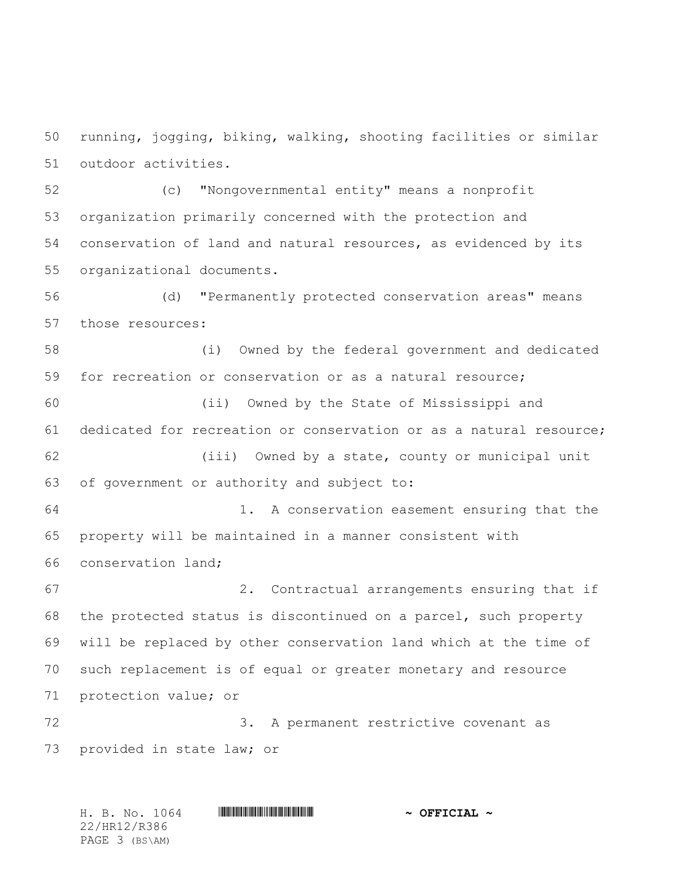running, jogging, biking, walking, shooting facilities or similar outdoor activities.

(c) "Nongovernmental entity" means a nonprofit organization primarily concerned with the protection and conservation of land and natural resources, as evidenced by its organizational documents.

(d) "Permanently protected conservation areas" means those resources:

(i) Owned by the federal government and dedicated for recreation or conservation or as a natural resource;

(ii) Owned by the State of Mississippi and dedicated for recreation or conservation or as a natural resource;

(iii) Owned by a state, county or municipal unit of government or authority and subject to:

1. A conservation easement ensuring that the property will be maintained in a manner consistent with conservation land;

2. Contractual arrangements ensuring that if the protected status is discontinued on a parcel, such property will be replaced by other conservation land which at the time of such replacement is of equal or greater monetary and resource protection value; or

3. A permanent restrictive covenant as provided in state law; or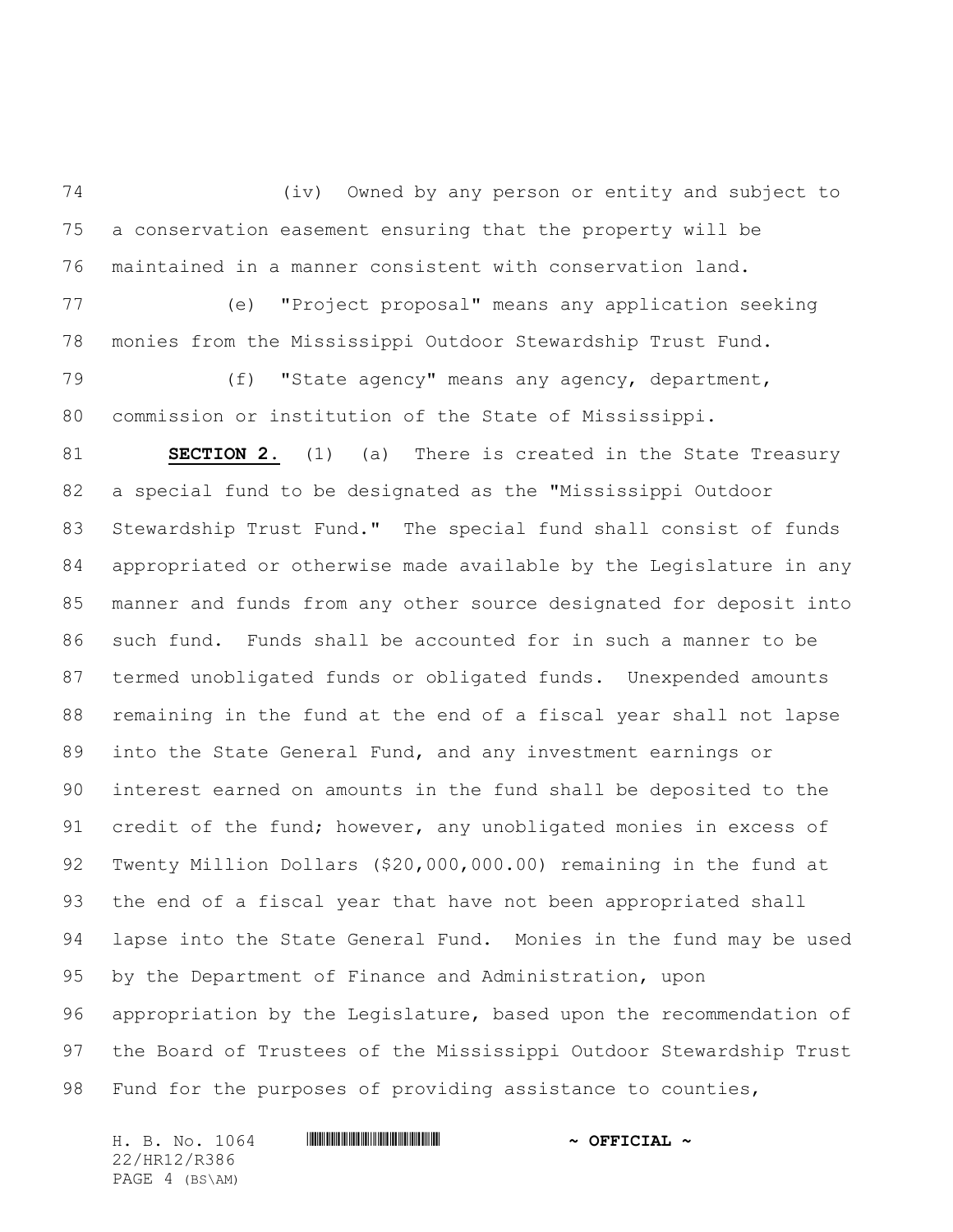(iv) Owned by any person or entity and subject to a conservation easement ensuring that the property will be maintained in a manner consistent with conservation land.

(e) "Project proposal" means any application seeking monies from the Mississippi Outdoor Stewardship Trust Fund.

(f) "State agency" means any agency, department, commission or institution of the State of Mississippi.

**SECTION 2.** (1) (a) There is created in the State Treasury a special fund to be designated as the "Mississippi Outdoor Stewardship Trust Fund." The special fund shall consist of funds appropriated or otherwise made available by the Legislature in any manner and funds from any other source designated for deposit into such fund. Funds shall be accounted for in such a manner to be termed unobligated funds or obligated funds. Unexpended amounts remaining in the fund at the end of a fiscal year shall not lapse into the State General Fund, and any investment earnings or interest earned on amounts in the fund shall be deposited to the credit of the fund; however, any unobligated monies in excess of Twenty Million Dollars ($20,000,000.00) remaining in the fund at the end of a fiscal year that have not been appropriated shall lapse into the State General Fund. Monies in the fund may be used by the Department of Finance and Administration, upon appropriation by the Legislature, based upon the recommendation of the Board of Trustees of the Mississippi Outdoor Stewardship Trust Fund for the purposes of providing assistance to counties,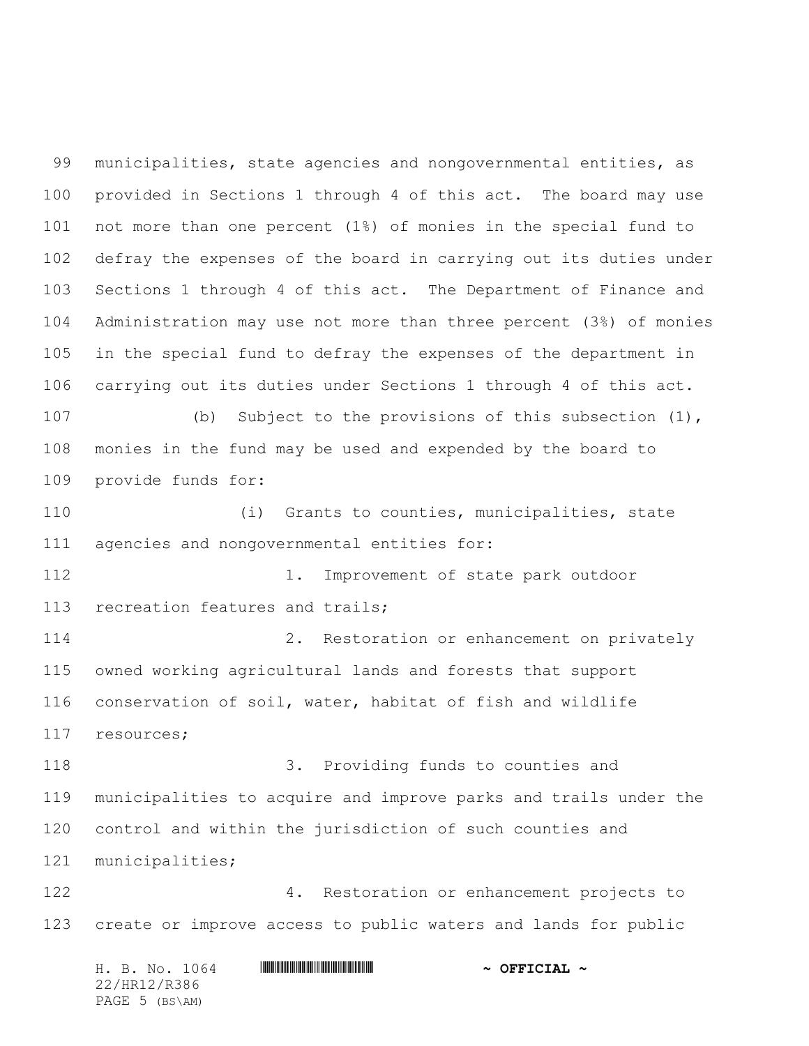municipalities, state agencies and nongovernmental entities, as provided in Sections 1 through 4 of this act. The board may use not more than one percent (1%) of monies in the special fund to defray the expenses of the board in carrying out its duties under Sections 1 through 4 of this act. The Department of Finance and Administration may use not more than three percent (3%) of monies in the special fund to defray the expenses of the department in carrying out its duties under Sections 1 through 4 of this act.

(b) Subject to the provisions of this subsection (1), monies in the fund may be used and expended by the board to provide funds for:

(i) Grants to counties, municipalities, state agencies and nongovernmental entities for:

1. Improvement of state park outdoor recreation features and trails;

2. Restoration or enhancement on privately owned working agricultural lands and forests that support conservation of soil, water, habitat of fish and wildlife resources;

3. Providing funds to counties and municipalities to acquire and improve parks and trails under the control and within the jurisdiction of such counties and municipalities;

4. Restoration or enhancement projects to create or improve access to public waters and lands for public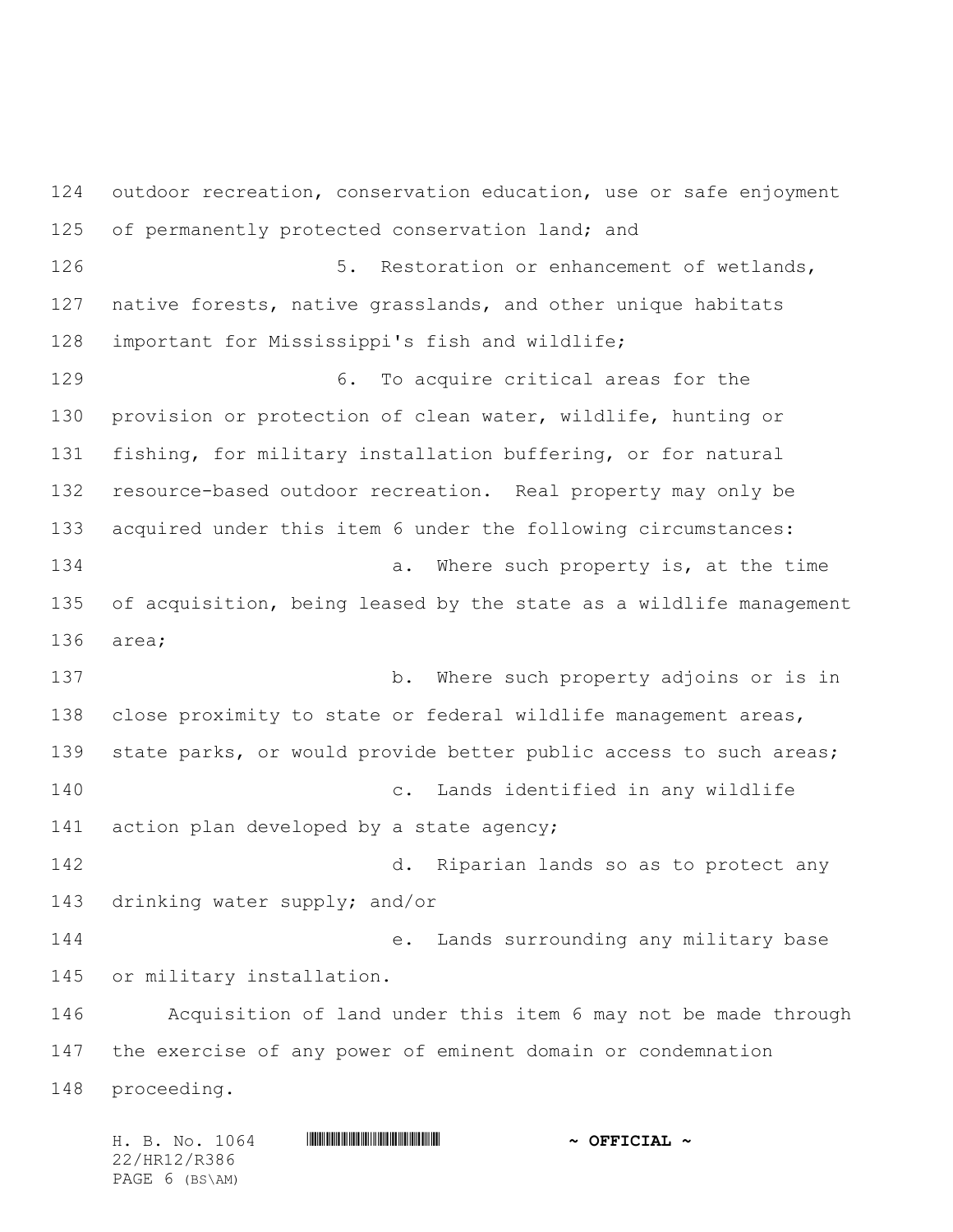outdoor recreation, conservation education, use or safe enjoyment of permanently protected conservation land; and

5. Restoration or enhancement of wetlands, native forests, native grasslands, and other unique habitats important for Mississippi's fish and wildlife;

6. To acquire critical areas for the provision or protection of clean water, wildlife, hunting or fishing, for military installation buffering, or for natural resource-based outdoor recreation. Real property may only be acquired under this item 6 under the following circumstances:

a. Where such property is, at the time of acquisition, being leased by the state as a wildlife management area;

b. Where such property adjoins or is in close proximity to state or federal wildlife management areas, state parks, or would provide better public access to such areas;

c. Lands identified in any wildlife action plan developed by a state agency;

d. Riparian lands so as to protect any drinking water supply; and/or

e. Lands surrounding any military base or military installation.

Acquisition of land under this item 6 may not be made through the exercise of any power of eminent domain or condemnation proceeding.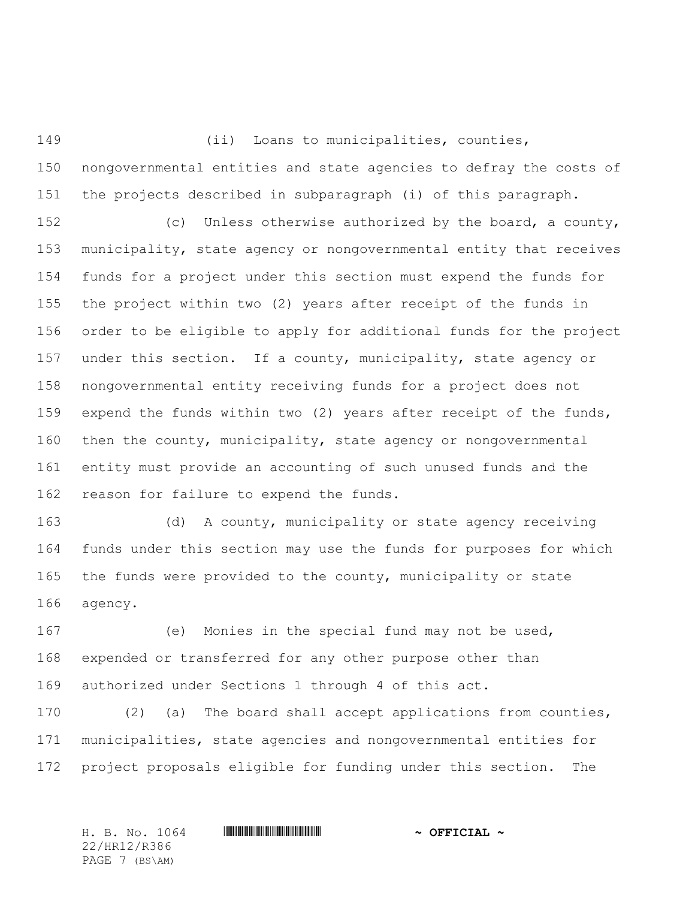(ii) Loans to municipalities, counties, nongovernmental entities and state agencies to defray the costs of the projects described in subparagraph (i) of this paragraph.

(c) Unless otherwise authorized by the board, a county, municipality, state agency or nongovernmental entity that receives funds for a project under this section must expend the funds for the project within two (2) years after receipt of the funds in order to be eligible to apply for additional funds for the project under this section. If a county, municipality, state agency or nongovernmental entity receiving funds for a project does not expend the funds within two (2) years after receipt of the funds, then the county, municipality, state agency or nongovernmental entity must provide an accounting of such unused funds and the reason for failure to expend the funds.

(d) A county, municipality or state agency receiving funds under this section may use the funds for purposes for which the funds were provided to the county, municipality or state agency.

(e) Monies in the special fund may not be used, expended or transferred for any other purpose other than authorized under Sections 1 through 4 of this act.

(2) (a) The board shall accept applications from counties, municipalities, state agencies and nongovernmental entities for project proposals eligible for funding under this section. The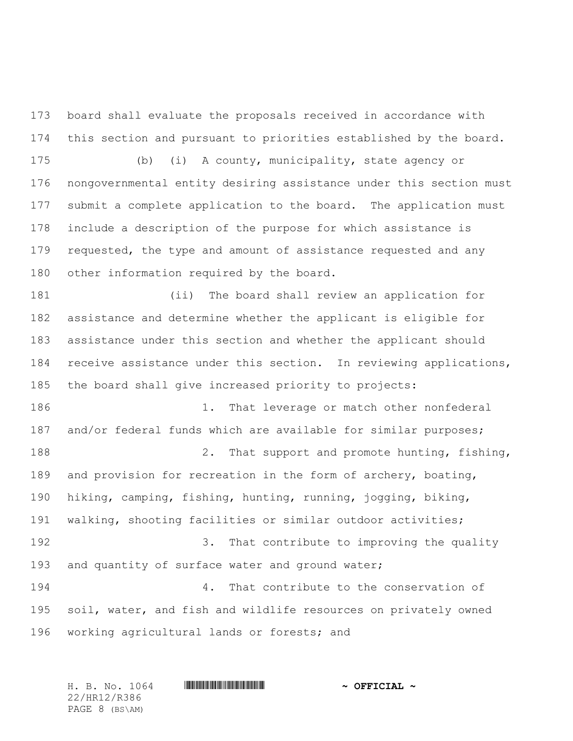board shall evaluate the proposals received in accordance with this section and pursuant to priorities established by the board.

(b) (i) A county, municipality, state agency or nongovernmental entity desiring assistance under this section must submit a complete application to the board. The application must include a description of the purpose for which assistance is requested, the type and amount of assistance requested and any other information required by the board.

(ii) The board shall review an application for assistance and determine whether the applicant is eligible for assistance under this section and whether the applicant should receive assistance under this section. In reviewing applications, the board shall give increased priority to projects:

1. That leverage or match other nonfederal and/or federal funds which are available for similar purposes;

2. That support and promote hunting, fishing, and provision for recreation in the form of archery, boating, hiking, camping, fishing, hunting, running, jogging, biking, walking, shooting facilities or similar outdoor activities;

3. That contribute to improving the quality and quantity of surface water and ground water;

4. That contribute to the conservation of soil, water, and fish and wildlife resources on privately owned working agricultural lands or forests; and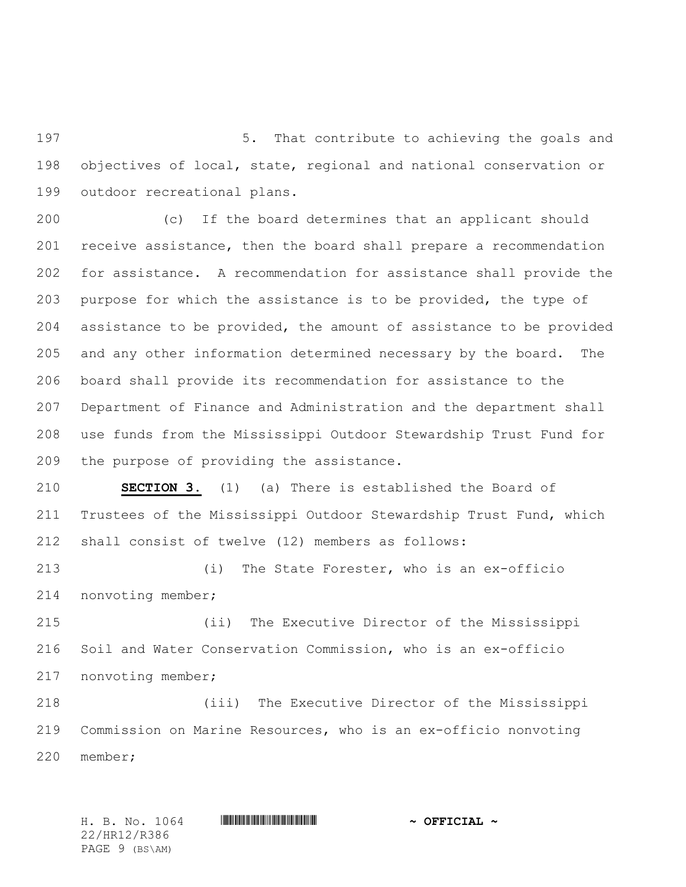5. That contribute to achieving the goals and objectives of local, state, regional and national conservation or outdoor recreational plans.

(c) If the board determines that an applicant should receive assistance, then the board shall prepare a recommendation for assistance. A recommendation for assistance shall provide the purpose for which the assistance is to be provided, the type of assistance to be provided, the amount of assistance to be provided and any other information determined necessary by the board. The board shall provide its recommendation for assistance to the Department of Finance and Administration and the department shall use funds from the Mississippi Outdoor Stewardship Trust Fund for the purpose of providing the assistance.

**SECTION 3.** (1) (a) There is established the Board of Trustees of the Mississippi Outdoor Stewardship Trust Fund, which shall consist of twelve (12) members as follows:

(i) The State Forester, who is an ex-officio nonvoting member;

(ii) The Executive Director of the Mississippi Soil and Water Conservation Commission, who is an ex-officio nonvoting member;

(iii) The Executive Director of the Mississippi Commission on Marine Resources, who is an ex-officio nonvoting member;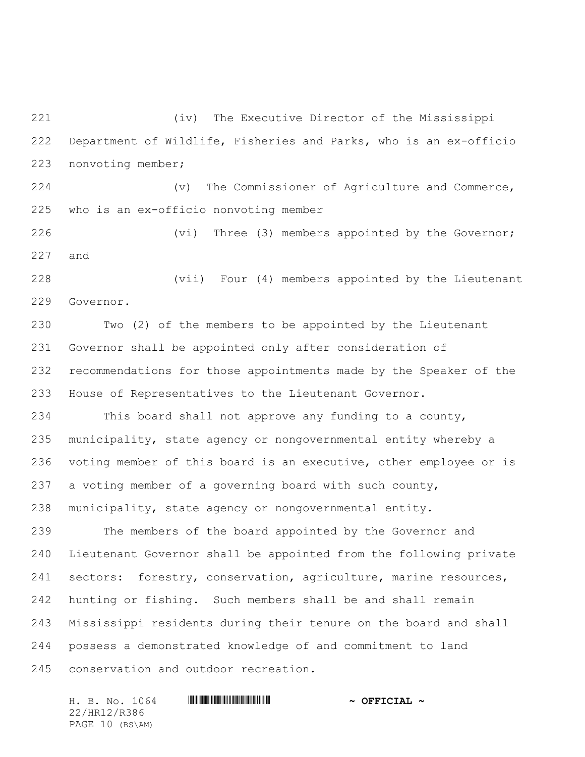(iv) The Executive Director of the Mississippi Department of Wildlife, Fisheries and Parks, who is an ex-officio nonvoting member;

(v) The Commissioner of Agriculture and Commerce, who is an ex-officio nonvoting member

(vi) Three (3) members appointed by the Governor; and

(vii) Four (4) members appointed by the Lieutenant Governor.

Two (2) of the members to be appointed by the Lieutenant Governor shall be appointed only after consideration of recommendations for those appointments made by the Speaker of the House of Representatives to the Lieutenant Governor.

This board shall not approve any funding to a county, municipality, state agency or nongovernmental entity whereby a voting member of this board is an executive, other employee or is a voting member of a governing board with such county, municipality, state agency or nongovernmental entity.

The members of the board appointed by the Governor and Lieutenant Governor shall be appointed from the following private sectors: forestry, conservation, agriculture, marine resources, hunting or fishing. Such members shall be and shall remain Mississippi residents during their tenure on the board and shall possess a demonstrated knowledge of and commitment to land conservation and outdoor recreation.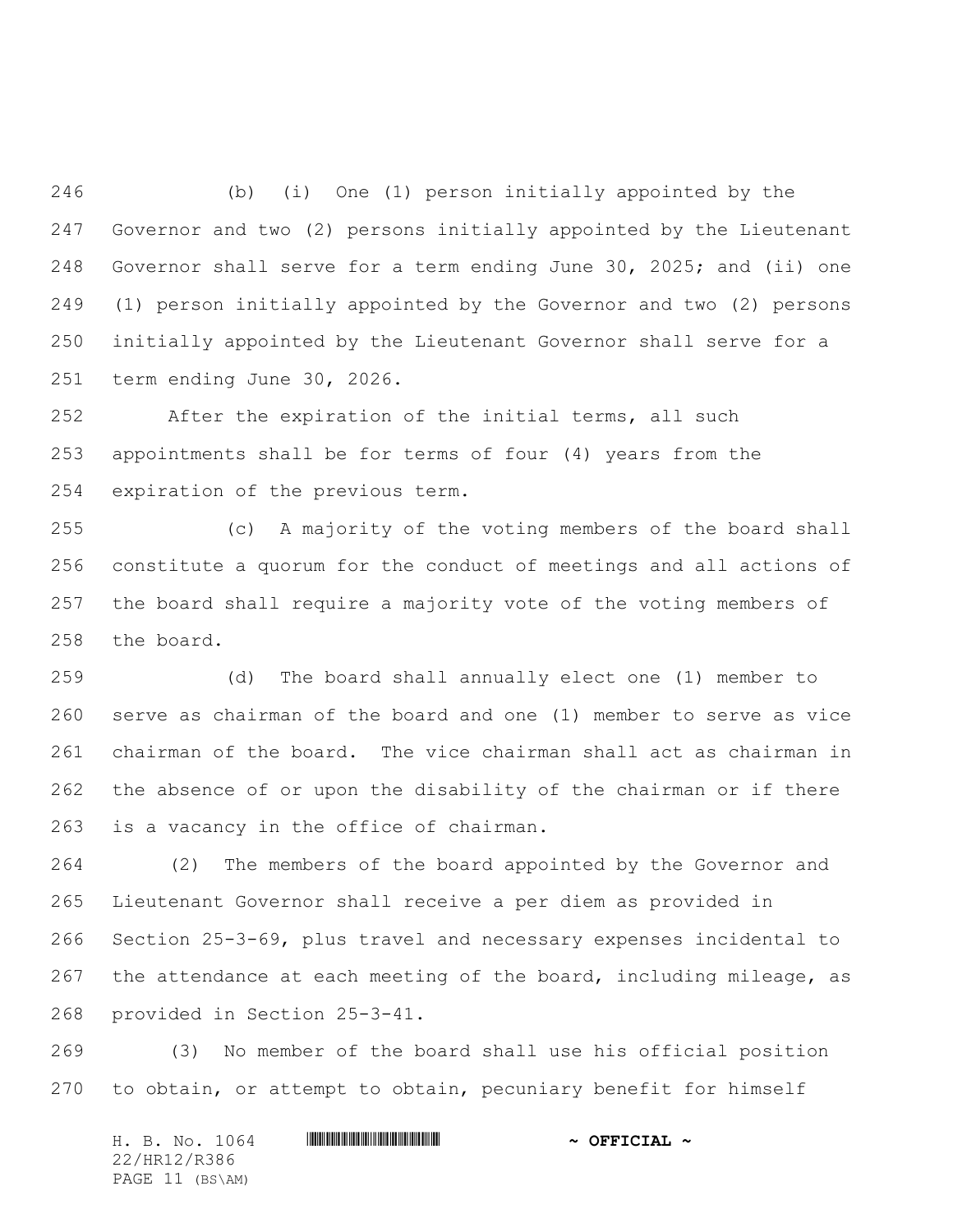(b) (i) One (1) person initially appointed by the Governor and two (2) persons initially appointed by the Lieutenant Governor shall serve for a term ending June 30, 2025; and (ii) one (1) person initially appointed by the Governor and two (2) persons initially appointed by the Lieutenant Governor shall serve for a term ending June 30, 2026.

After the expiration of the initial terms, all such appointments shall be for terms of four (4) years from the expiration of the previous term.

(c) A majority of the voting members of the board shall constitute a quorum for the conduct of meetings and all actions of the board shall require a majority vote of the voting members of the board.

(d) The board shall annually elect one (1) member to serve as chairman of the board and one (1) member to serve as vice chairman of the board. The vice chairman shall act as chairman in the absence of or upon the disability of the chairman or if there is a vacancy in the office of chairman.

(2) The members of the board appointed by the Governor and Lieutenant Governor shall receive a per diem as provided in Section 25-3-69, plus travel and necessary expenses incidental to the attendance at each meeting of the board, including mileage, as provided in Section 25-3-41.

(3) No member of the board shall use his official position to obtain, or attempt to obtain, pecuniary benefit for himself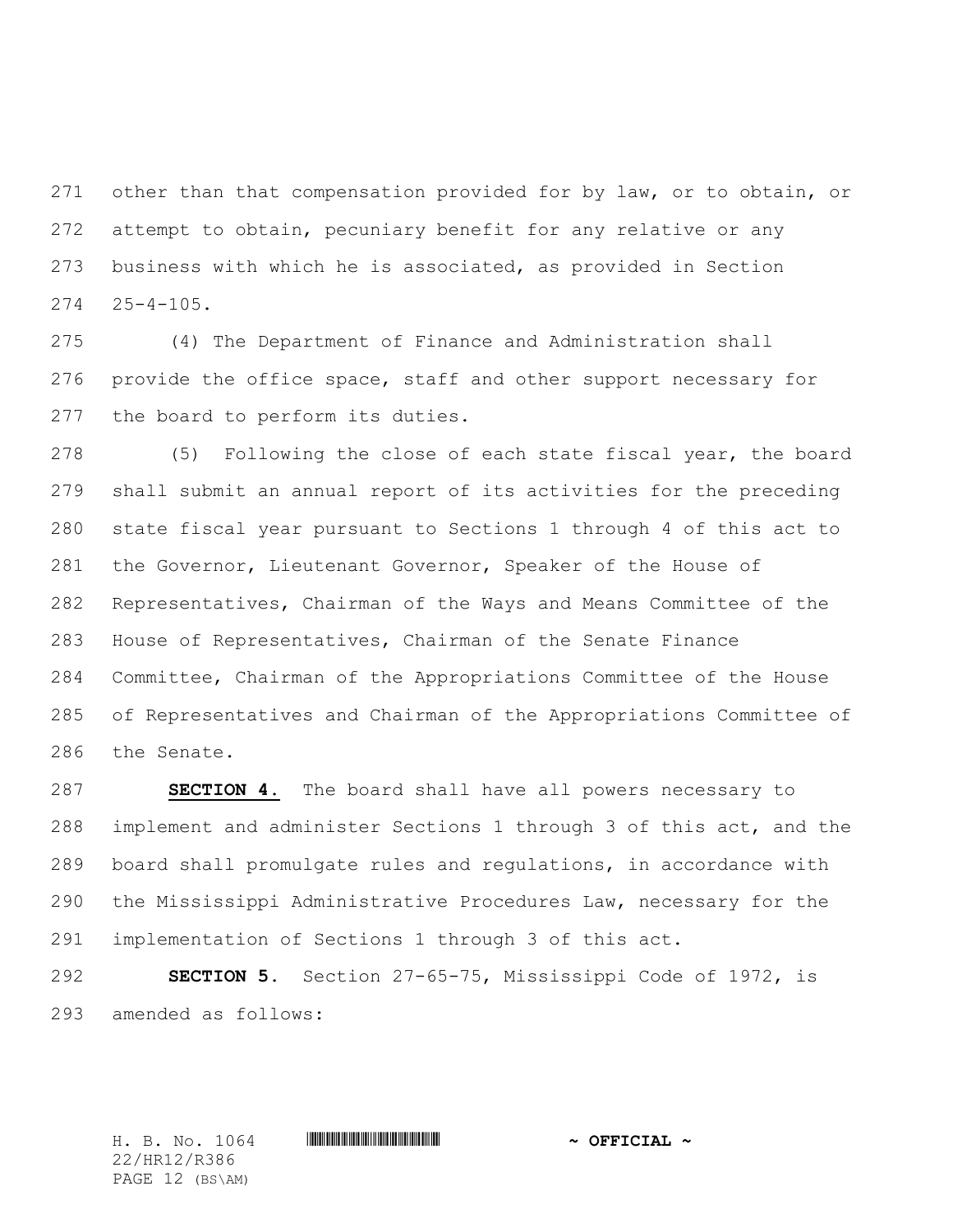other than that compensation provided for by law, or to obtain, or attempt to obtain, pecuniary benefit for any relative or any business with which he is associated, as provided in Section 25-4-105.

(4) The Department of Finance and Administration shall provide the office space, staff and other support necessary for the board to perform its duties.

(5) Following the close of each state fiscal year, the board shall submit an annual report of its activities for the preceding state fiscal year pursuant to Sections 1 through 4 of this act to the Governor, Lieutenant Governor, Speaker of the House of Representatives, Chairman of the Ways and Means Committee of the House of Representatives, Chairman of the Senate Finance Committee, Chairman of the Appropriations Committee of the House of Representatives and Chairman of the Appropriations Committee of the Senate.

**SECTION 4.** The board shall have all powers necessary to implement and administer Sections 1 through 3 of this act, and the board shall promulgate rules and regulations, in accordance with the Mississippi Administrative Procedures Law, necessary for the implementation of Sections 1 through 3 of this act.

**SECTION 5.** Section 27-65-75, Mississippi Code of 1972, is amended as follows: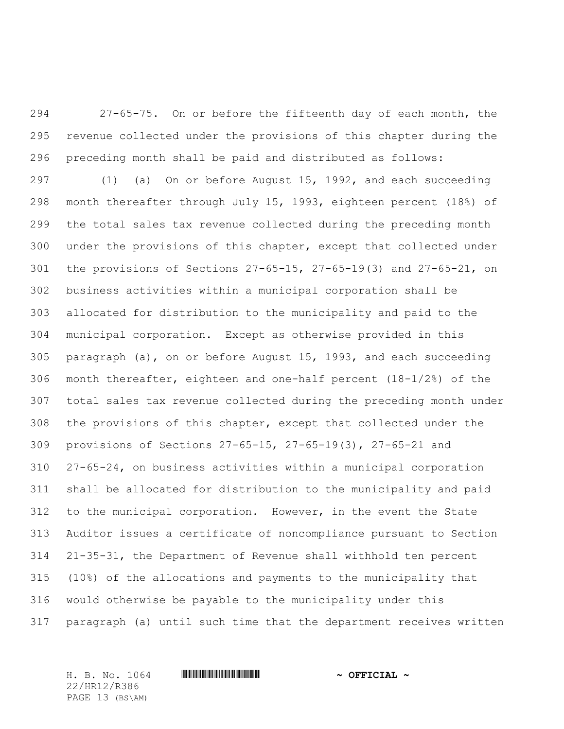27-65-75. On or before the fifteenth day of each month, the revenue collected under the provisions of this chapter during the preceding month shall be paid and distributed as follows:

(1) (a) On or before August 15, 1992, and each succeeding month thereafter through July 15, 1993, eighteen percent (18%) of the total sales tax revenue collected during the preceding month under the provisions of this chapter, except that collected under the provisions of Sections 27-65-15, 27-65-19(3) and 27-65-21, on business activities within a municipal corporation shall be allocated for distribution to the municipality and paid to the municipal corporation. Except as otherwise provided in this paragraph (a), on or before August 15, 1993, and each succeeding month thereafter, eighteen and one-half percent (18-1/2%) of the total sales tax revenue collected during the preceding month under the provisions of this chapter, except that collected under the provisions of Sections 27-65-15, 27-65-19(3), 27-65-21 and 27-65-24, on business activities within a municipal corporation shall be allocated for distribution to the municipality and paid to the municipal corporation. However, in the event the State Auditor issues a certificate of noncompliance pursuant to Section 21-35-31, the Department of Revenue shall withhold ten percent (10%) of the allocations and payments to the municipality that would otherwise be payable to the municipality under this paragraph (a) until such time that the department receives written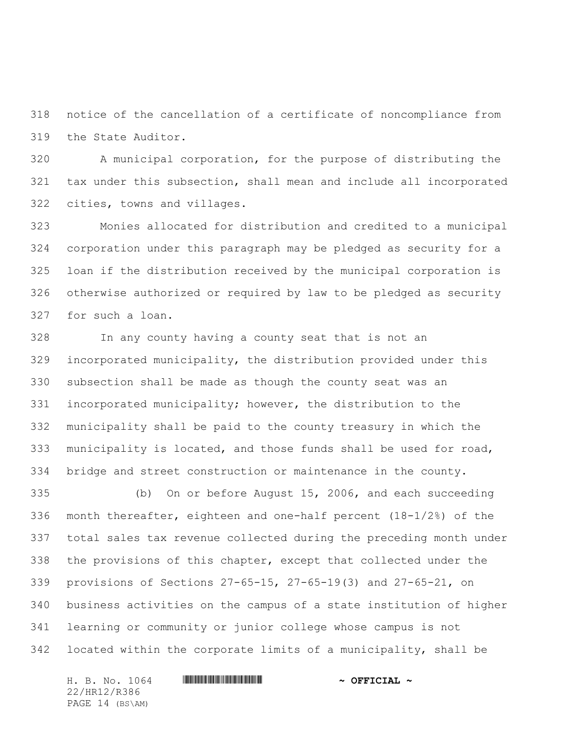notice of the cancellation of a certificate of noncompliance from the State Auditor.

A municipal corporation, for the purpose of distributing the tax under this subsection, shall mean and include all incorporated cities, towns and villages.

Monies allocated for distribution and credited to a municipal corporation under this paragraph may be pledged as security for a loan if the distribution received by the municipal corporation is otherwise authorized or required by law to be pledged as security for such a loan.

In any county having a county seat that is not an incorporated municipality, the distribution provided under this subsection shall be made as though the county seat was an incorporated municipality; however, the distribution to the municipality shall be paid to the county treasury in which the municipality is located, and those funds shall be used for road, bridge and street construction or maintenance in the county.

(b) On or before August 15, 2006, and each succeeding month thereafter, eighteen and one-half percent (18-1/2%) of the total sales tax revenue collected during the preceding month under the provisions of this chapter, except that collected under the provisions of Sections 27-65-15, 27-65-19(3) and 27-65-21, on business activities on the campus of a state institution of higher learning or community or junior college whose campus is not located within the corporate limits of a municipality, shall be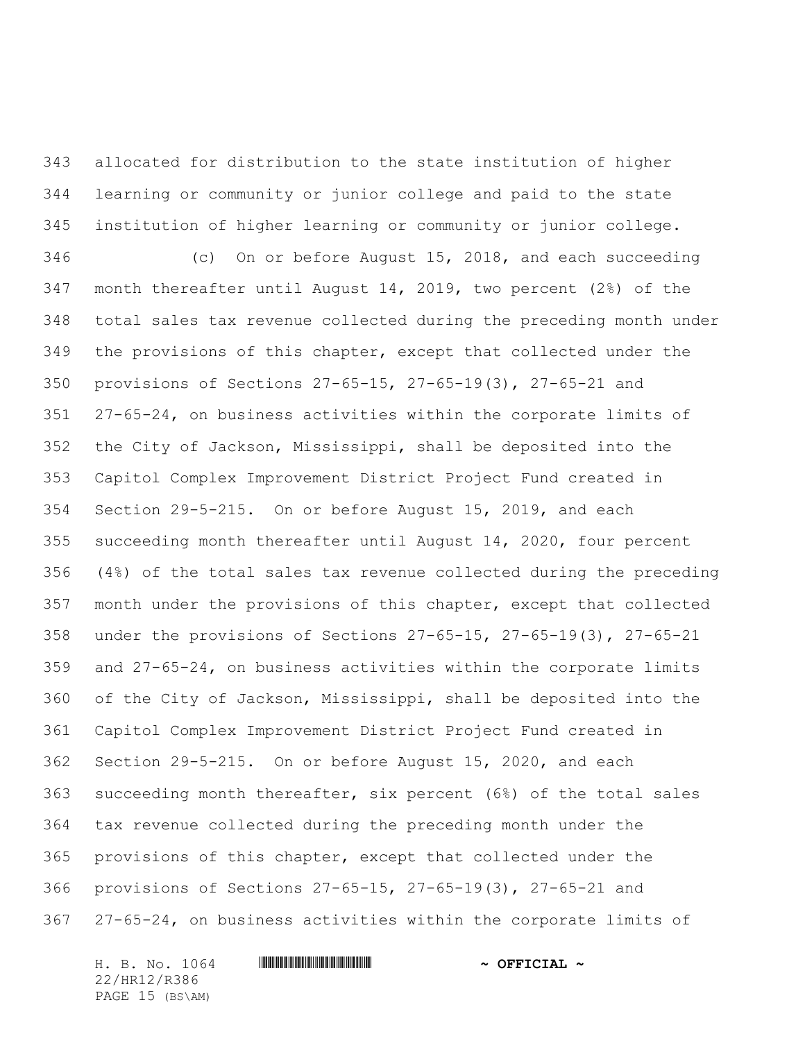allocated for distribution to the state institution of higher learning or community or junior college and paid to the state institution of higher learning or community or junior college.

(c) On or before August 15, 2018, and each succeeding month thereafter until August 14, 2019, two percent (2%) of the total sales tax revenue collected during the preceding month under the provisions of this chapter, except that collected under the provisions of Sections 27-65-15, 27-65-19(3), 27-65-21 and 27-65-24, on business activities within the corporate limits of the City of Jackson, Mississippi, shall be deposited into the Capitol Complex Improvement District Project Fund created in Section 29-5-215. On or before August 15, 2019, and each succeeding month thereafter until August 14, 2020, four percent (4%) of the total sales tax revenue collected during the preceding month under the provisions of this chapter, except that collected under the provisions of Sections 27-65-15, 27-65-19(3), 27-65-21 and 27-65-24, on business activities within the corporate limits of the City of Jackson, Mississippi, shall be deposited into the Capitol Complex Improvement District Project Fund created in Section 29-5-215. On or before August 15, 2020, and each succeeding month thereafter, six percent (6%) of the total sales tax revenue collected during the preceding month under the provisions of this chapter, except that collected under the provisions of Sections 27-65-15, 27-65-19(3), 27-65-21 and 27-65-24, on business activities within the corporate limits of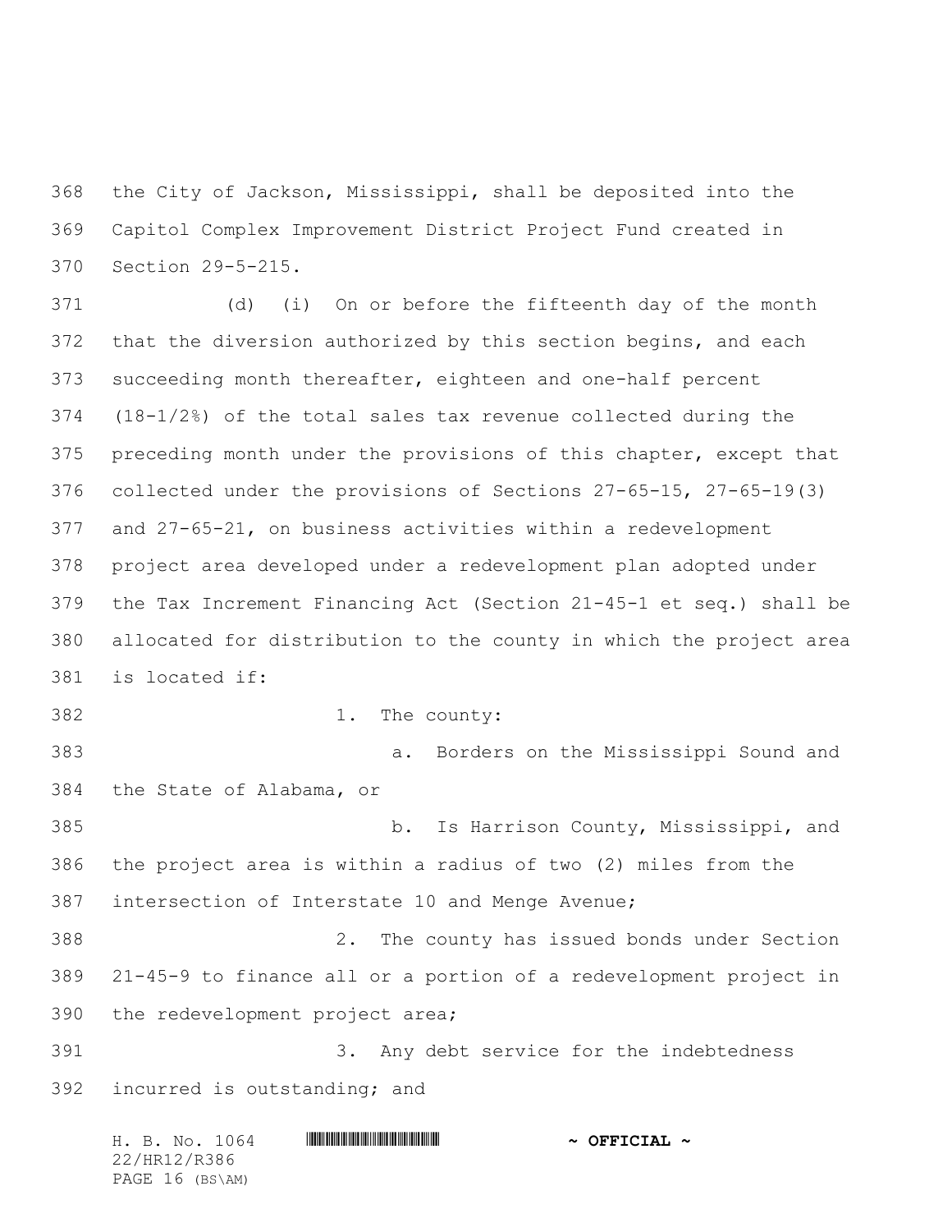the City of Jackson, Mississippi, shall be deposited into the Capitol Complex Improvement District Project Fund created in Section 29-5-215.

(d) (i) On or before the fifteenth day of the month that the diversion authorized by this section begins, and each succeeding month thereafter, eighteen and one-half percent (18-1/2%) of the total sales tax revenue collected during the preceding month under the provisions of this chapter, except that collected under the provisions of Sections 27-65-15, 27-65-19(3) and 27-65-21, on business activities within a redevelopment project area developed under a redevelopment plan adopted under the Tax Increment Financing Act (Section 21-45-1 et seq.) shall be allocated for distribution to the county in which the project area is located if:

1. The county:

a. Borders on the Mississippi Sound and the State of Alabama, or

b. Is Harrison County, Mississippi, and the project area is within a radius of two (2) miles from the intersection of Interstate 10 and Menge Avenue;

2. The county has issued bonds under Section 21-45-9 to finance all or a portion of a redevelopment project in the redevelopment project area;

3. Any debt service for the indebtedness incurred is outstanding; and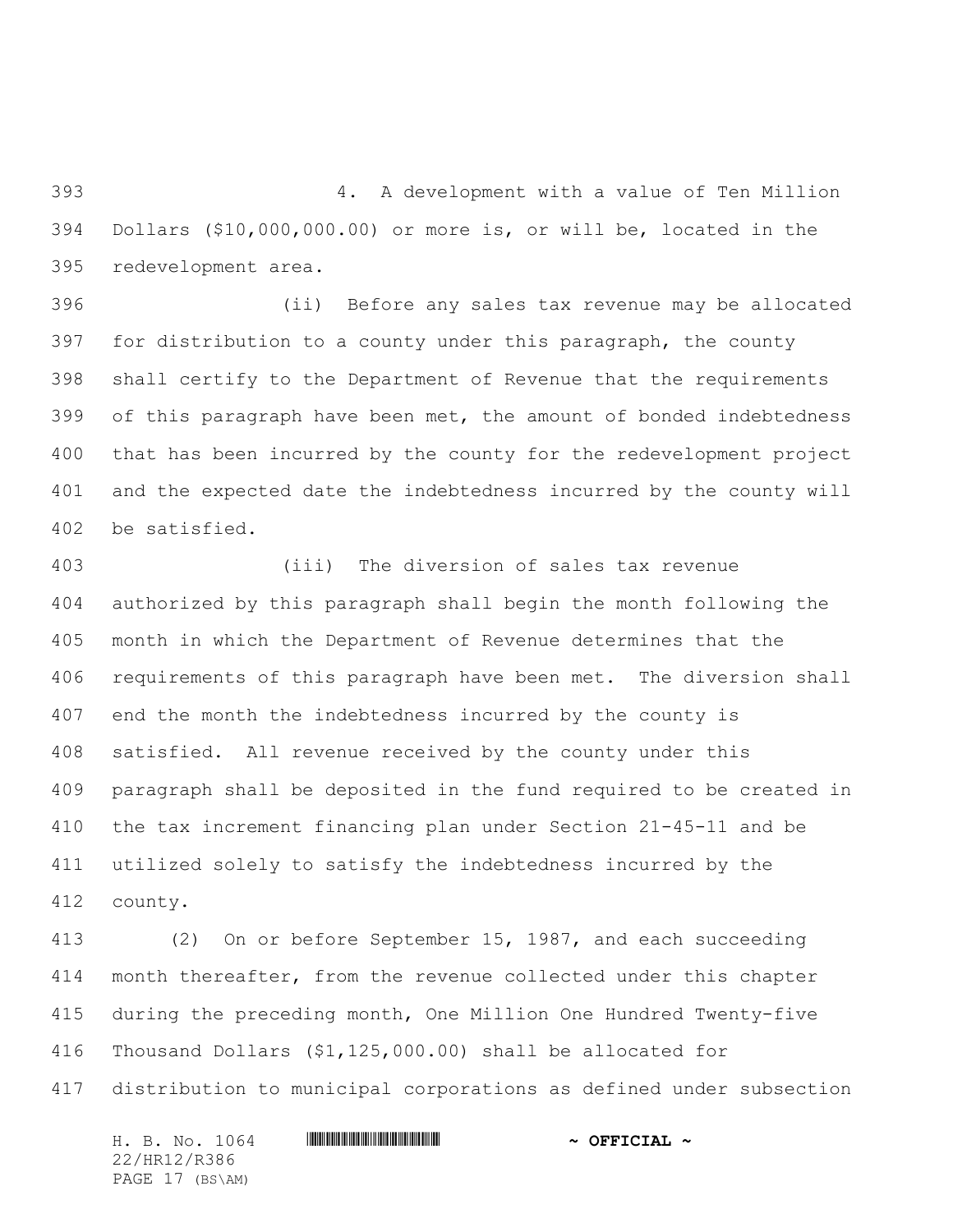4. A development with a value of Ten Million Dollars ($10,000,000.00) or more is, or will be, located in the redevelopment area.

(ii) Before any sales tax revenue may be allocated for distribution to a county under this paragraph, the county shall certify to the Department of Revenue that the requirements of this paragraph have been met, the amount of bonded indebtedness that has been incurred by the county for the redevelopment project and the expected date the indebtedness incurred by the county will be satisfied.

(iii) The diversion of sales tax revenue authorized by this paragraph shall begin the month following the month in which the Department of Revenue determines that the requirements of this paragraph have been met. The diversion shall end the month the indebtedness incurred by the county is satisfied. All revenue received by the county under this paragraph shall be deposited in the fund required to be created in the tax increment financing plan under Section 21-45-11 and be utilized solely to satisfy the indebtedness incurred by the county.

(2) On or before September 15, 1987, and each succeeding month thereafter, from the revenue collected under this chapter during the preceding month, One Million One Hundred Twenty-five Thousand Dollars ($1,125,000.00) shall be allocated for distribution to municipal corporations as defined under subsection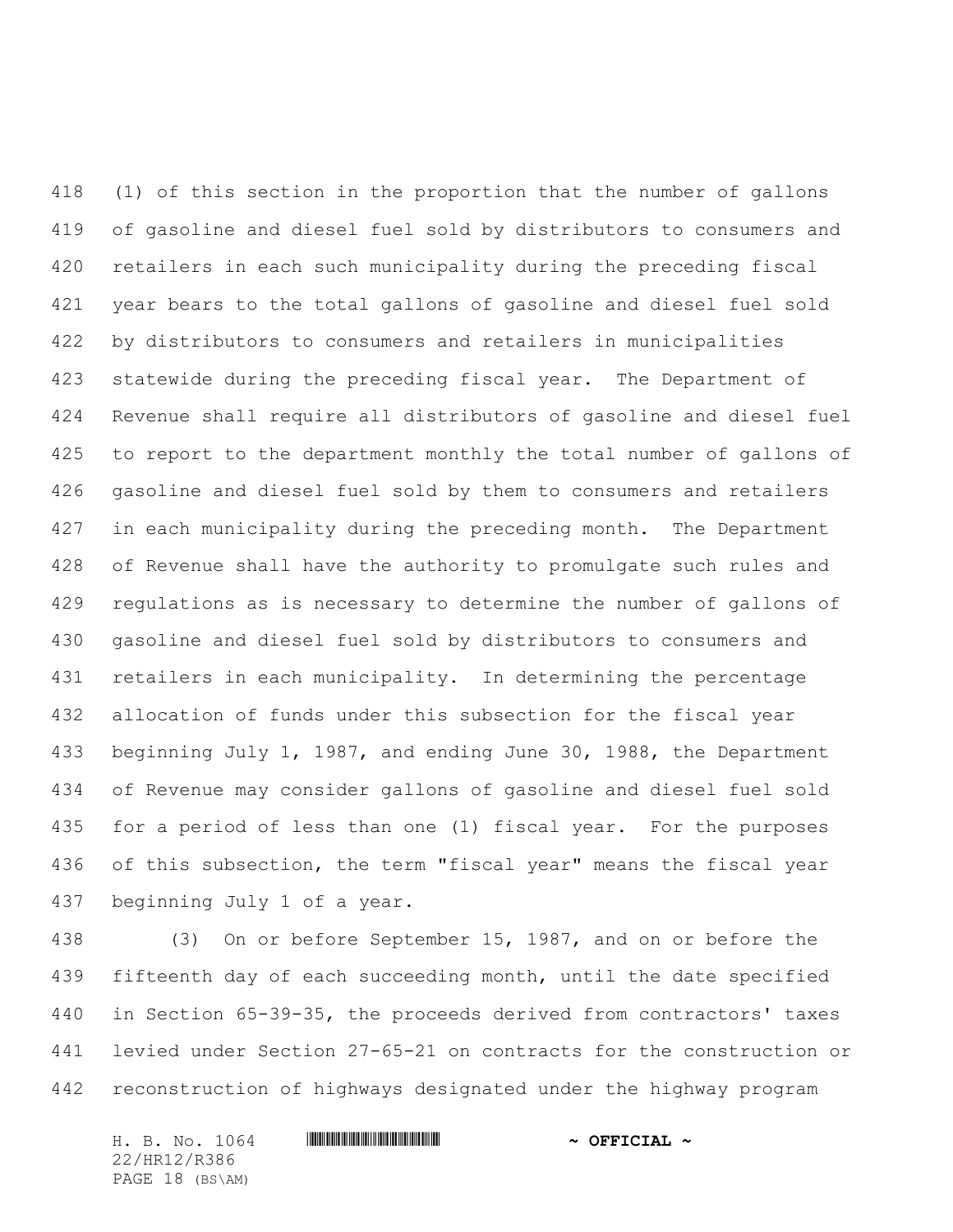(1) of this section in the proportion that the number of gallons of gasoline and diesel fuel sold by distributors to consumers and retailers in each such municipality during the preceding fiscal year bears to the total gallons of gasoline and diesel fuel sold by distributors to consumers and retailers in municipalities statewide during the preceding fiscal year. The Department of Revenue shall require all distributors of gasoline and diesel fuel to report to the department monthly the total number of gallons of gasoline and diesel fuel sold by them to consumers and retailers in each municipality during the preceding month. The Department of Revenue shall have the authority to promulgate such rules and regulations as is necessary to determine the number of gallons of gasoline and diesel fuel sold by distributors to consumers and retailers in each municipality. In determining the percentage allocation of funds under this subsection for the fiscal year beginning July 1, 1987, and ending June 30, 1988, the Department of Revenue may consider gallons of gasoline and diesel fuel sold for a period of less than one (1) fiscal year. For the purposes of this subsection, the term "fiscal year" means the fiscal year beginning July 1 of a year.

(3) On or before September 15, 1987, and on or before the fifteenth day of each succeeding month, until the date specified in Section 65-39-35, the proceeds derived from contractors' taxes levied under Section 27-65-21 on contracts for the construction or reconstruction of highways designated under the highway program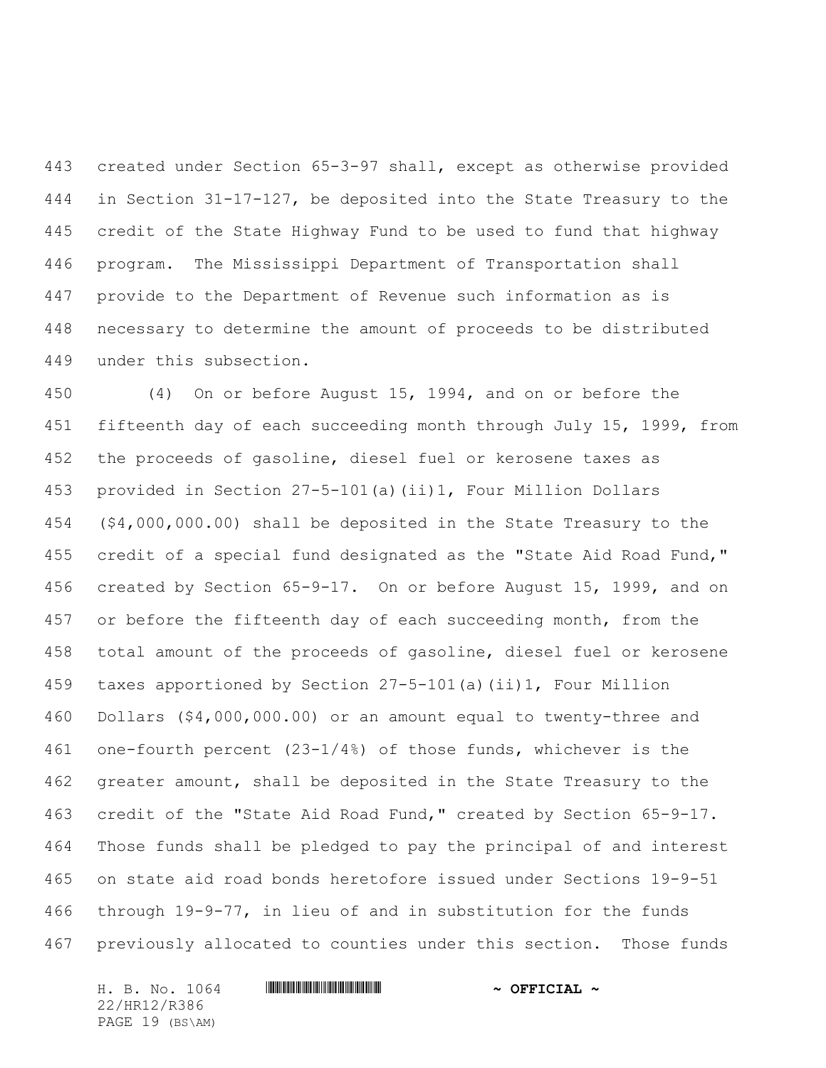created under Section 65-3-97 shall, except as otherwise provided in Section 31-17-127, be deposited into the State Treasury to the credit of the State Highway Fund to be used to fund that highway program. The Mississippi Department of Transportation shall provide to the Department of Revenue such information as is necessary to determine the amount of proceeds to be distributed under this subsection.

(4) On or before August 15, 1994, and on or before the fifteenth day of each succeeding month through July 15, 1999, from the proceeds of gasoline, diesel fuel or kerosene taxes as provided in Section 27-5-101(a)(ii)1, Four Million Dollars ($4,000,000.00) shall be deposited in the State Treasury to the credit of a special fund designated as the "State Aid Road Fund," created by Section 65-9-17. On or before August 15, 1999, and on or before the fifteenth day of each succeeding month, from the total amount of the proceeds of gasoline, diesel fuel or kerosene taxes apportioned by Section 27-5-101(a)(ii)1, Four Million Dollars ($4,000,000.00) or an amount equal to twenty-three and one-fourth percent (23-1/4%) of those funds, whichever is the greater amount, shall be deposited in the State Treasury to the credit of the "State Aid Road Fund," created by Section 65-9-17. Those funds shall be pledged to pay the principal of and interest on state aid road bonds heretofore issued under Sections 19-9-51 through 19-9-77, in lieu of and in substitution for the funds previously allocated to counties under this section. Those funds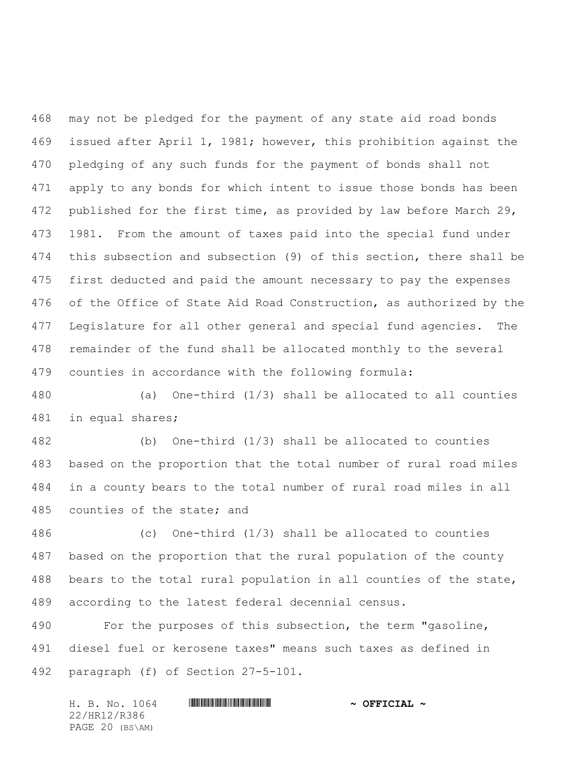may not be pledged for the payment of any state aid road bonds issued after April 1, 1981; however, this prohibition against the pledging of any such funds for the payment of bonds shall not apply to any bonds for which intent to issue those bonds has been published for the first time, as provided by law before March 29, 1981. From the amount of taxes paid into the special fund under this subsection and subsection (9) of this section, there shall be first deducted and paid the amount necessary to pay the expenses of the Office of State Aid Road Construction, as authorized by the Legislature for all other general and special fund agencies. The remainder of the fund shall be allocated monthly to the several counties in accordance with the following formula:

(a) One-third (1/3) shall be allocated to all counties in equal shares;

(b) One-third (1/3) shall be allocated to counties based on the proportion that the total number of rural road miles in a county bears to the total number of rural road miles in all counties of the state; and

(c) One-third (1/3) shall be allocated to counties based on the proportion that the rural population of the county bears to the total rural population in all counties of the state, according to the latest federal decennial census.

For the purposes of this subsection, the term "gasoline, diesel fuel or kerosene taxes" means such taxes as defined in paragraph (f) of Section 27-5-101.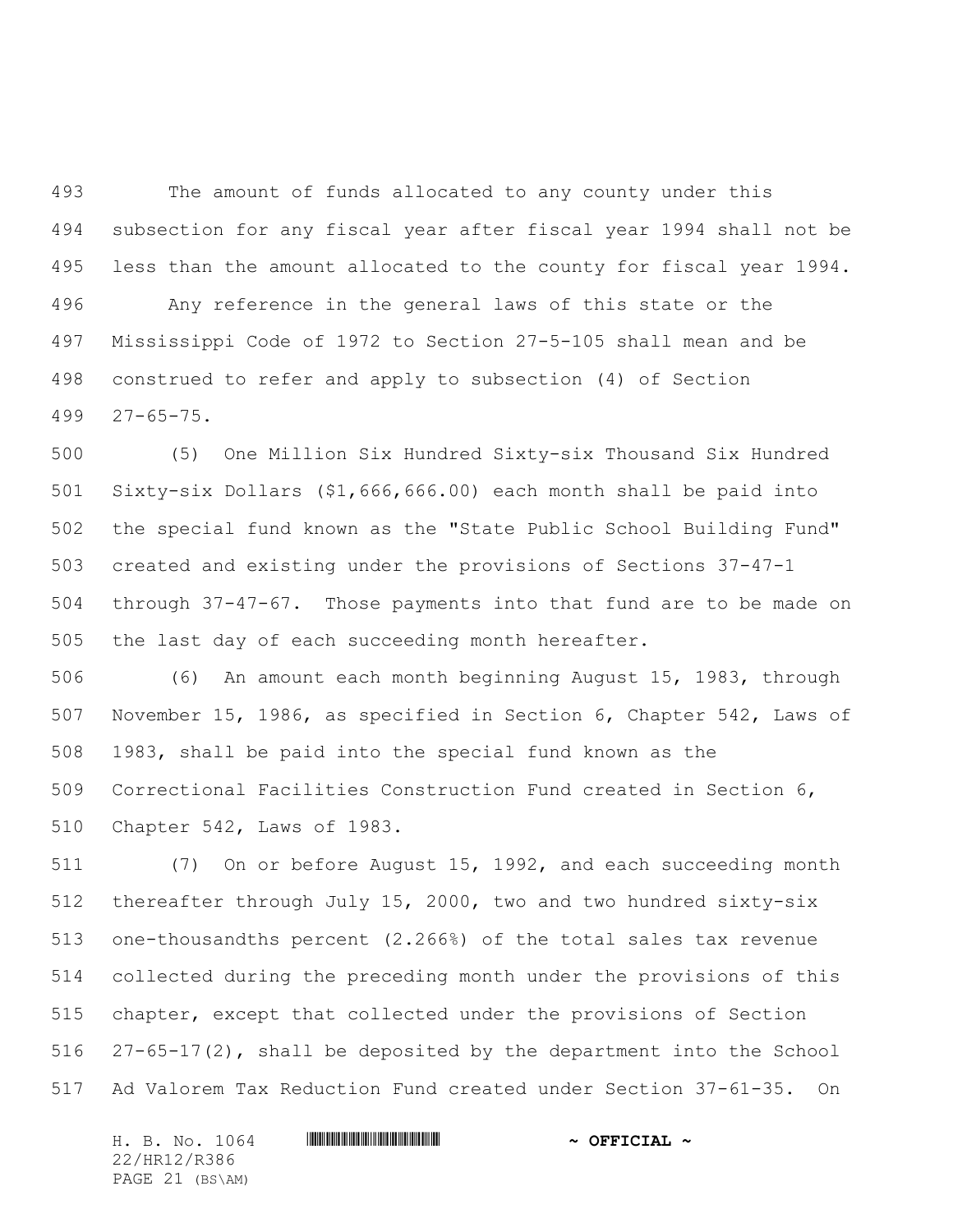The amount of funds allocated to any county under this subsection for any fiscal year after fiscal year 1994 shall not be less than the amount allocated to the county for fiscal year 1994.

Any reference in the general laws of this state or the Mississippi Code of 1972 to Section 27-5-105 shall mean and be construed to refer and apply to subsection (4) of Section 27-65-75.

(5) One Million Six Hundred Sixty-six Thousand Six Hundred Sixty-six Dollars ($1,666,666.00) each month shall be paid into the special fund known as the "State Public School Building Fund" created and existing under the provisions of Sections 37-47-1 through 37-47-67. Those payments into that fund are to be made on the last day of each succeeding month hereafter.

(6) An amount each month beginning August 15, 1983, through November 15, 1986, as specified in Section 6, Chapter 542, Laws of 1983, shall be paid into the special fund known as the Correctional Facilities Construction Fund created in Section 6, Chapter 542, Laws of 1983.

(7) On or before August 15, 1992, and each succeeding month thereafter through July 15, 2000, two and two hundred sixty-six one-thousandths percent (2.266%) of the total sales tax revenue collected during the preceding month under the provisions of this chapter, except that collected under the provisions of Section 27-65-17(2), shall be deposited by the department into the School Ad Valorem Tax Reduction Fund created under Section 37-61-35. On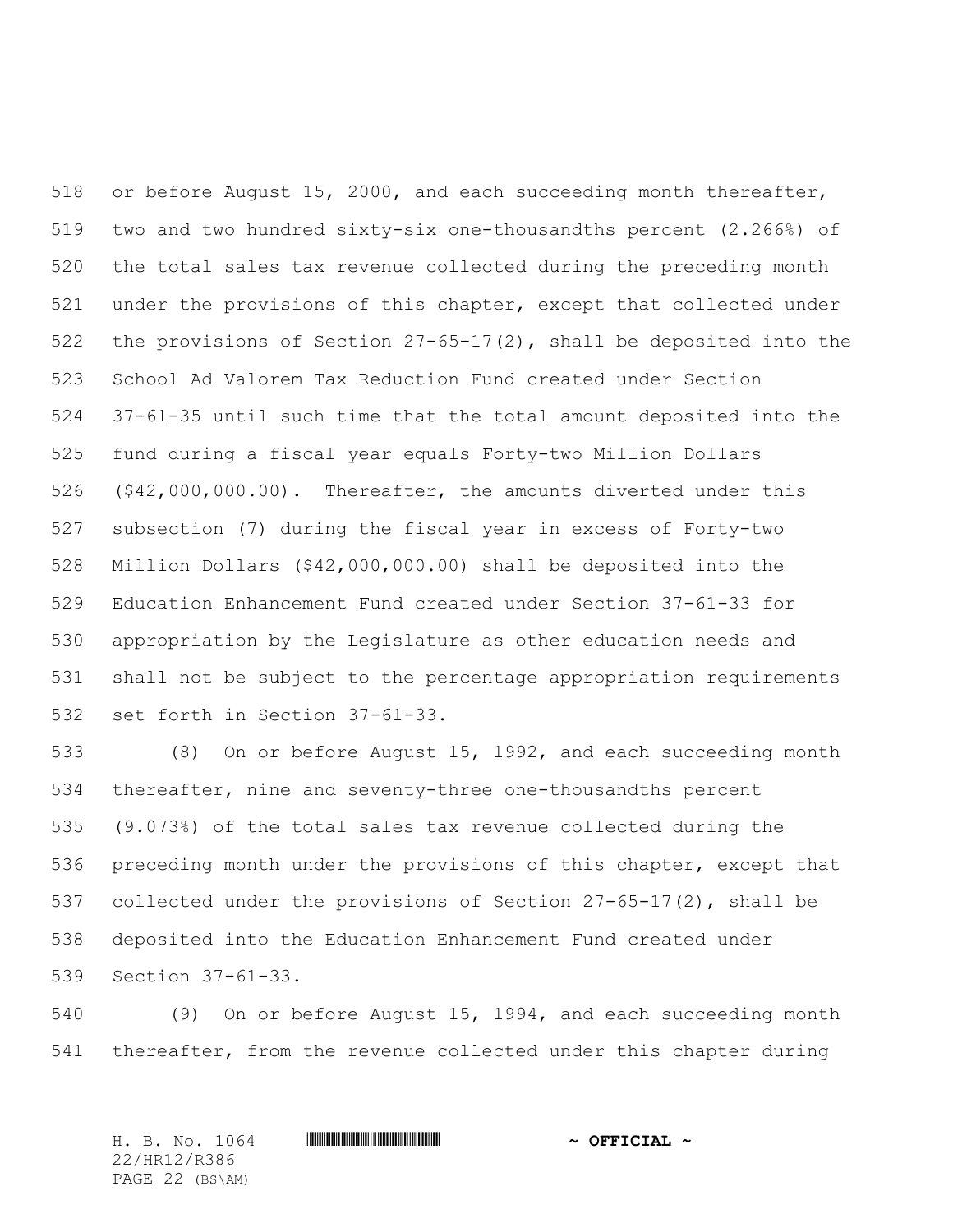or before August 15, 2000, and each succeeding month thereafter, two and two hundred sixty-six one-thousandths percent (2.266%) of the total sales tax revenue collected during the preceding month under the provisions of this chapter, except that collected under the provisions of Section 27-65-17(2), shall be deposited into the School Ad Valorem Tax Reduction Fund created under Section 37-61-35 until such time that the total amount deposited into the fund during a fiscal year equals Forty-two Million Dollars ($42,000,000.00). Thereafter, the amounts diverted under this subsection (7) during the fiscal year in excess of Forty-two Million Dollars ($42,000,000.00) shall be deposited into the Education Enhancement Fund created under Section 37-61-33 for appropriation by the Legislature as other education needs and shall not be subject to the percentage appropriation requirements set forth in Section 37-61-33.

(8) On or before August 15, 1992, and each succeeding month thereafter, nine and seventy-three one-thousandths percent (9.073%) of the total sales tax revenue collected during the preceding month under the provisions of this chapter, except that collected under the provisions of Section 27-65-17(2), shall be deposited into the Education Enhancement Fund created under Section 37-61-33.

(9) On or before August 15, 1994, and each succeeding month thereafter, from the revenue collected under this chapter during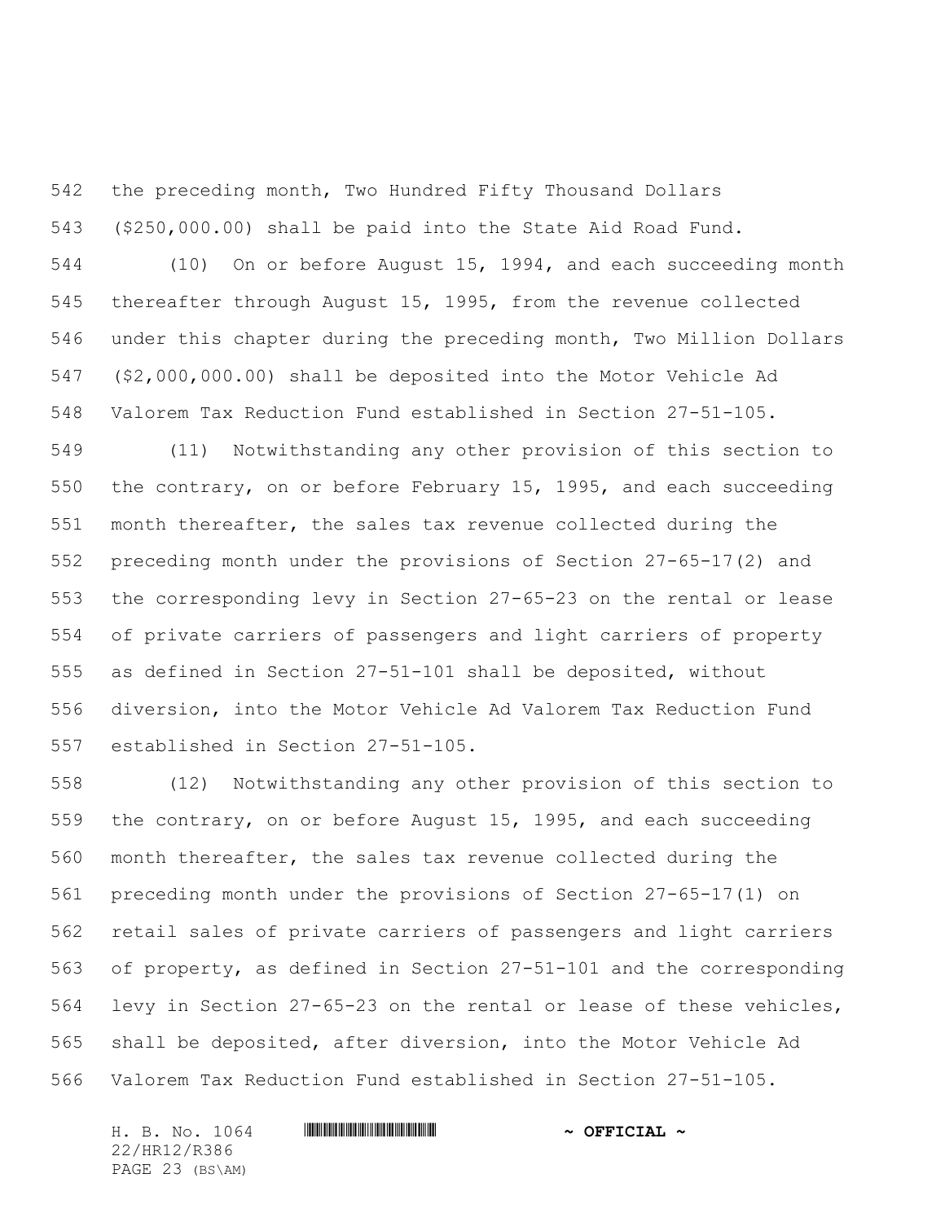the preceding month, Two Hundred Fifty Thousand Dollars ($250,000.00) shall be paid into the State Aid Road Fund.

(10) On or before August 15, 1994, and each succeeding month thereafter through August 15, 1995, from the revenue collected under this chapter during the preceding month, Two Million Dollars ($2,000,000.00) shall be deposited into the Motor Vehicle Ad Valorem Tax Reduction Fund established in Section 27-51-105.

(11) Notwithstanding any other provision of this section to the contrary, on or before February 15, 1995, and each succeeding month thereafter, the sales tax revenue collected during the preceding month under the provisions of Section 27-65-17(2) and the corresponding levy in Section 27-65-23 on the rental or lease of private carriers of passengers and light carriers of property as defined in Section 27-51-101 shall be deposited, without diversion, into the Motor Vehicle Ad Valorem Tax Reduction Fund established in Section 27-51-105.

(12) Notwithstanding any other provision of this section to the contrary, on or before August 15, 1995, and each succeeding month thereafter, the sales tax revenue collected during the preceding month under the provisions of Section 27-65-17(1) on retail sales of private carriers of passengers and light carriers of property, as defined in Section 27-51-101 and the corresponding levy in Section 27-65-23 on the rental or lease of these vehicles, shall be deposited, after diversion, into the Motor Vehicle Ad Valorem Tax Reduction Fund established in Section 27-51-105.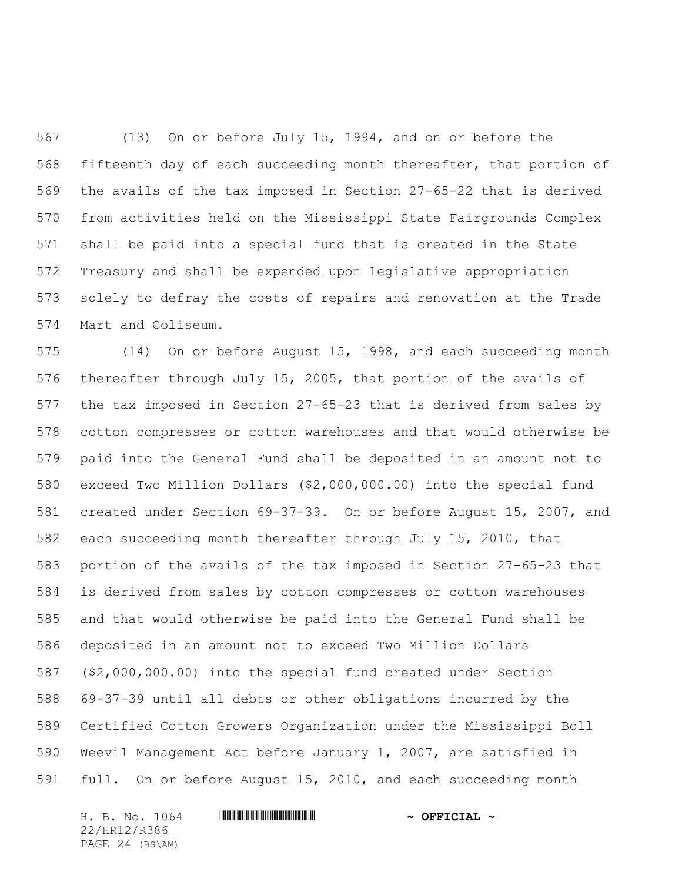(13) On or before July 15, 1994, and on or before the fifteenth day of each succeeding month thereafter, that portion of the avails of the tax imposed in Section 27-65-22 that is derived from activities held on the Mississippi State Fairgrounds Complex shall be paid into a special fund that is created in the State Treasury and shall be expended upon legislative appropriation solely to defray the costs of repairs and renovation at the Trade Mart and Coliseum.

(14) On or before August 15, 1998, and each succeeding month thereafter through July 15, 2005, that portion of the avails of the tax imposed in Section 27-65-23 that is derived from sales by cotton compresses or cotton warehouses and that would otherwise be paid into the General Fund shall be deposited in an amount not to exceed Two Million Dollars ($2,000,000.00) into the special fund created under Section 69-37-39. On or before August 15, 2007, and each succeeding month thereafter through July 15, 2010, that portion of the avails of the tax imposed in Section 27-65-23 that is derived from sales by cotton compresses or cotton warehouses and that would otherwise be paid into the General Fund shall be deposited in an amount not to exceed Two Million Dollars ($2,000,000.00) into the special fund created under Section 69-37-39 until all debts or other obligations incurred by the Certified Cotton Growers Organization under the Mississippi Boll Weevil Management Act before January 1, 2007, are satisfied in full. On or before August 15, 2010, and each succeeding month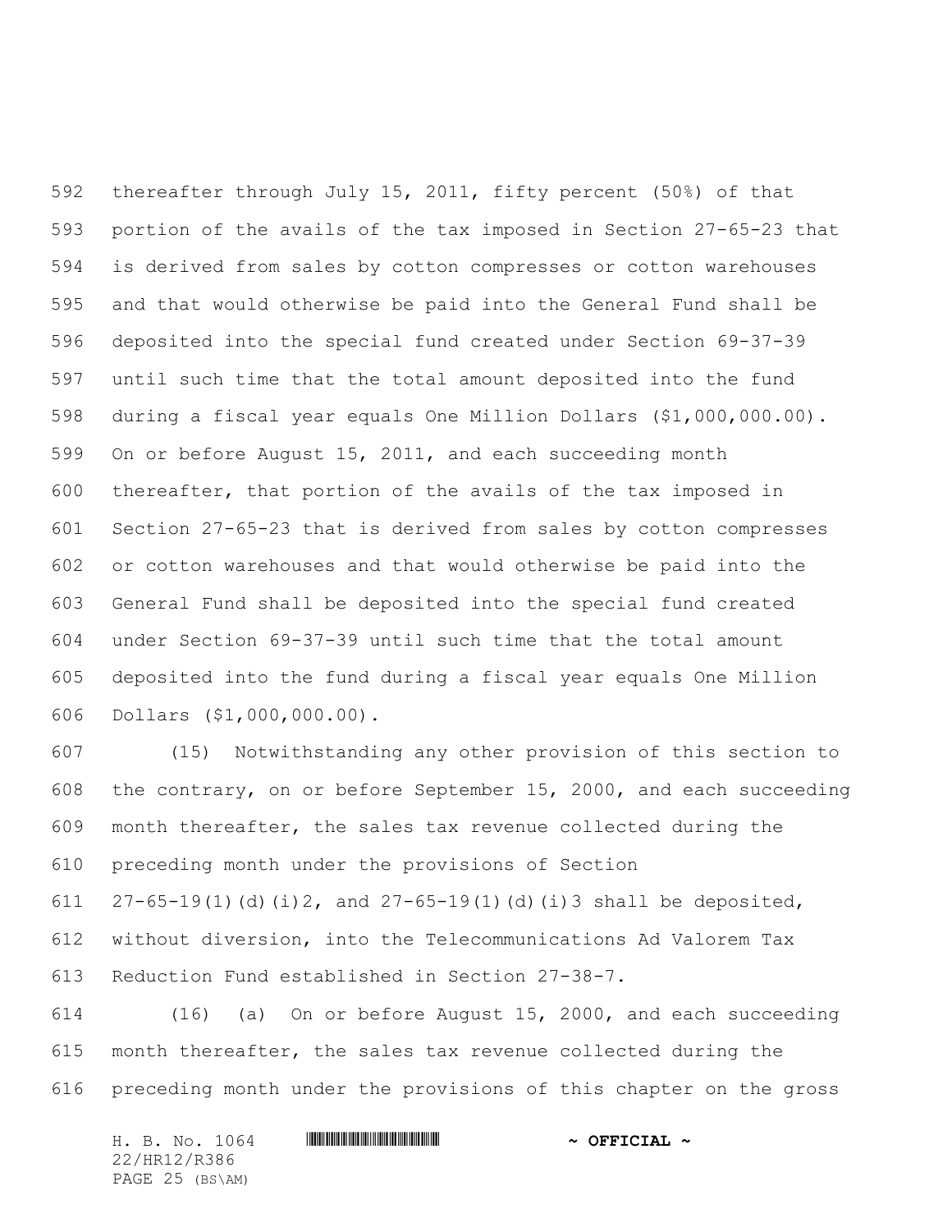thereafter through July 15, 2011, fifty percent (50%) of that portion of the avails of the tax imposed in Section 27-65-23 that is derived from sales by cotton compresses or cotton warehouses and that would otherwise be paid into the General Fund shall be deposited into the special fund created under Section 69-37-39 until such time that the total amount deposited into the fund during a fiscal year equals One Million Dollars ($1,000,000.00). On or before August 15, 2011, and each succeeding month thereafter, that portion of the avails of the tax imposed in Section 27-65-23 that is derived from sales by cotton compresses or cotton warehouses and that would otherwise be paid into the General Fund shall be deposited into the special fund created under Section 69-37-39 until such time that the total amount deposited into the fund during a fiscal year equals One Million Dollars ($1,000,000.00).

(15) Notwithstanding any other provision of this section to the contrary, on or before September 15, 2000, and each succeeding month thereafter, the sales tax revenue collected during the preceding month under the provisions of Section 27-65-19(1)(d)(i)2, and 27-65-19(1)(d)(i)3 shall be deposited, without diversion, into the Telecommunications Ad Valorem Tax Reduction Fund established in Section 27-38-7.

(16) (a) On or before August 15, 2000, and each succeeding month thereafter, the sales tax revenue collected during the preceding month under the provisions of this chapter on the gross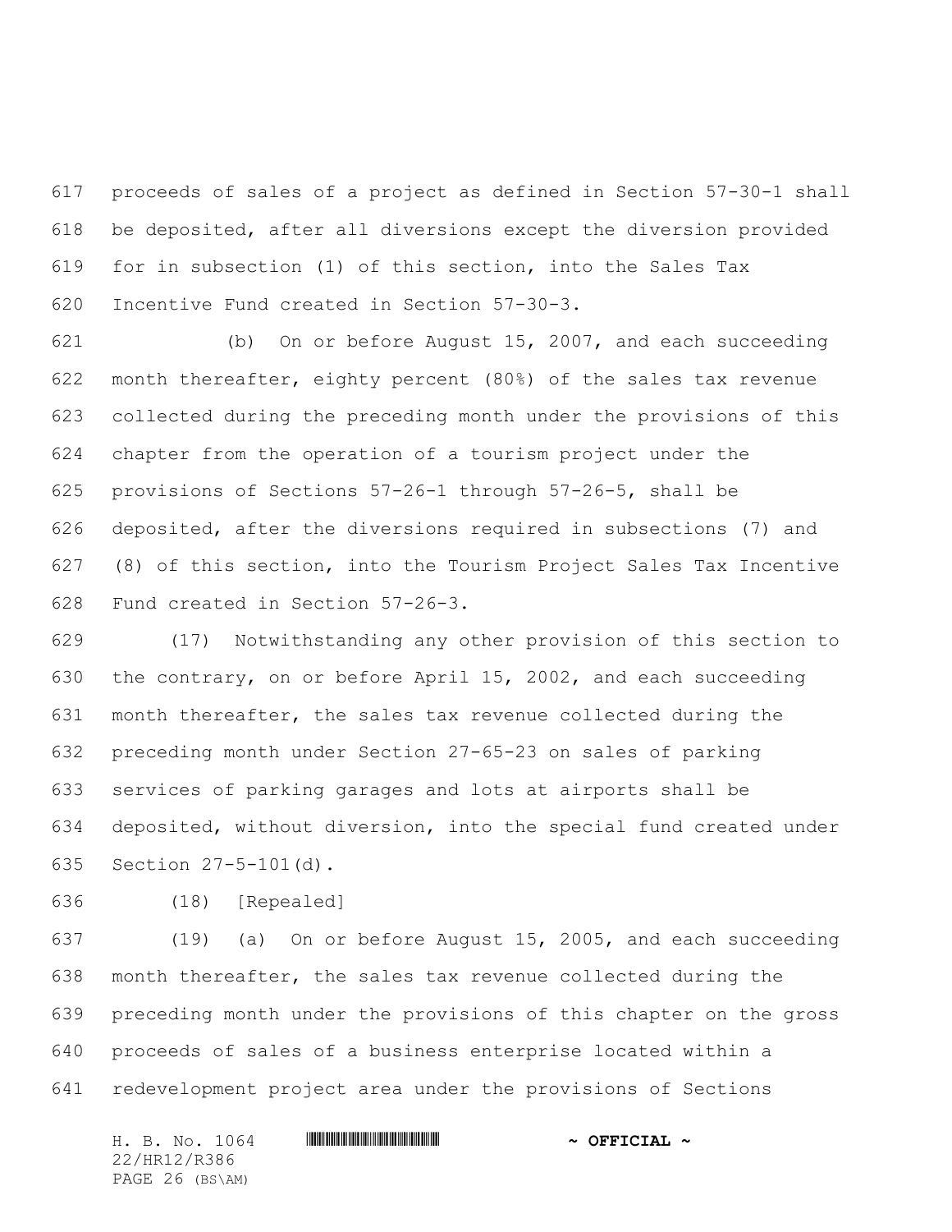proceeds of sales of a project as defined in Section 57-30-1 shall be deposited, after all diversions except the diversion provided for in subsection (1) of this section, into the Sales Tax Incentive Fund created in Section 57-30-3.

(b) On or before August 15, 2007, and each succeeding month thereafter, eighty percent (80%) of the sales tax revenue collected during the preceding month under the provisions of this chapter from the operation of a tourism project under the provisions of Sections 57-26-1 through 57-26-5, shall be deposited, after the diversions required in subsections (7) and (8) of this section, into the Tourism Project Sales Tax Incentive Fund created in Section 57-26-3.

(17) Notwithstanding any other provision of this section to the contrary, on or before April 15, 2002, and each succeeding month thereafter, the sales tax revenue collected during the preceding month under Section 27-65-23 on sales of parking services of parking garages and lots at airports shall be deposited, without diversion, into the special fund created under Section 27-5-101(d).

(18) [Repealed]

(19) (a) On or before August 15, 2005, and each succeeding month thereafter, the sales tax revenue collected during the preceding month under the provisions of this chapter on the gross proceeds of sales of a business enterprise located within a redevelopment project area under the provisions of Sections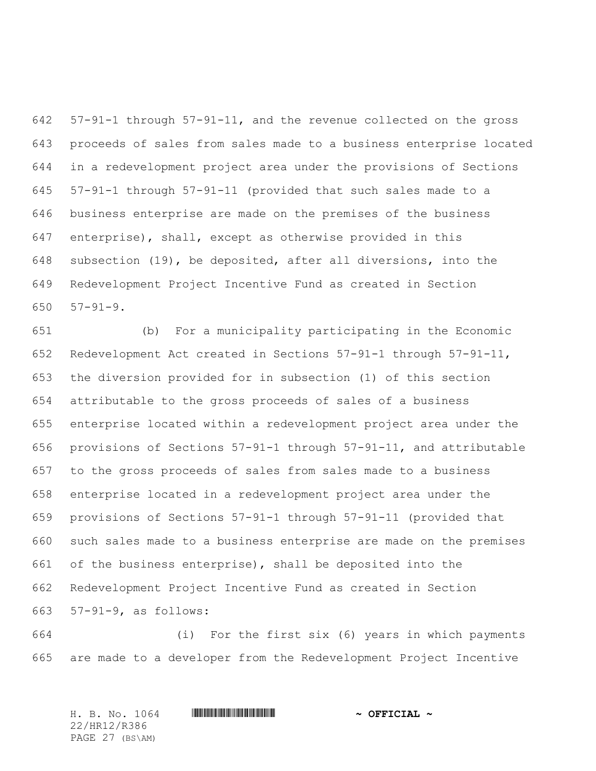57-91-1 through 57-91-11, and the revenue collected on the gross proceeds of sales from sales made to a business enterprise located in a redevelopment project area under the provisions of Sections 57-91-1 through 57-91-11 (provided that such sales made to a business enterprise are made on the premises of the business enterprise), shall, except as otherwise provided in this subsection (19), be deposited, after all diversions, into the Redevelopment Project Incentive Fund as created in Section 57-91-9.

(b) For a municipality participating in the Economic Redevelopment Act created in Sections 57-91-1 through 57-91-11, the diversion provided for in subsection (1) of this section attributable to the gross proceeds of sales of a business enterprise located within a redevelopment project area under the provisions of Sections 57-91-1 through 57-91-11, and attributable to the gross proceeds of sales from sales made to a business enterprise located in a redevelopment project area under the provisions of Sections 57-91-1 through 57-91-11 (provided that such sales made to a business enterprise are made on the premises of the business enterprise), shall be deposited into the Redevelopment Project Incentive Fund as created in Section 57-91-9, as follows:

(i) For the first six (6) years in which payments are made to a developer from the Redevelopment Project Incentive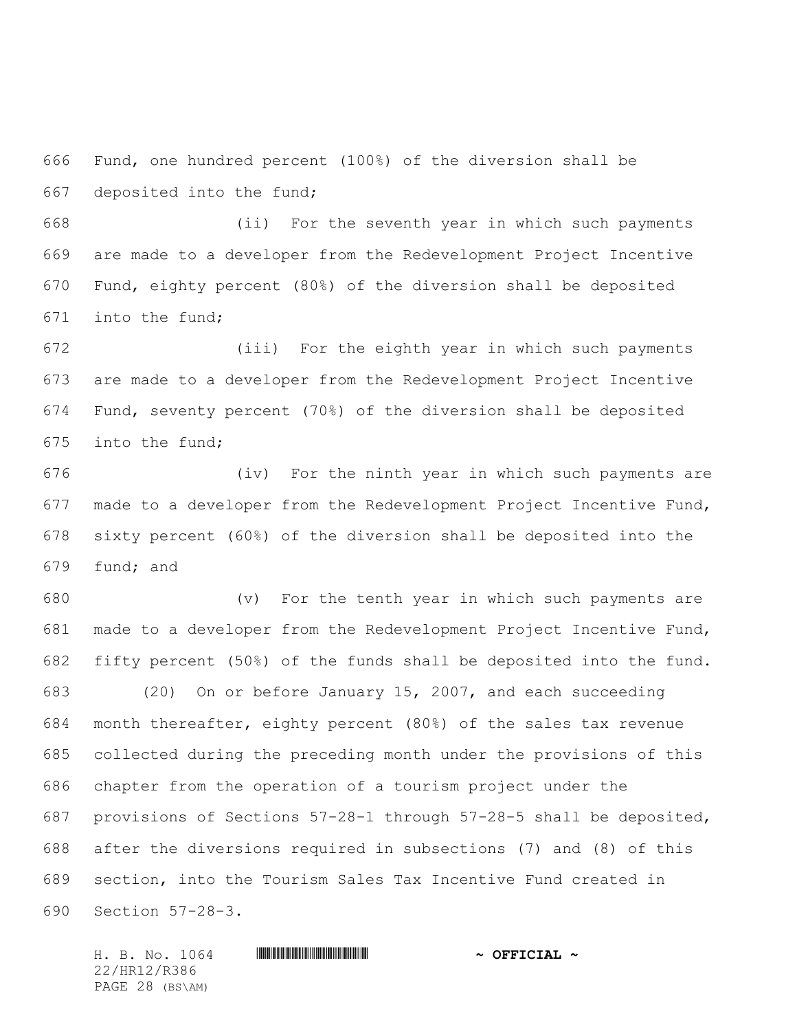Fund, one hundred percent (100%) of the diversion shall be deposited into the fund;

(ii) For the seventh year in which such payments are made to a developer from the Redevelopment Project Incentive Fund, eighty percent (80%) of the diversion shall be deposited into the fund;

(iii) For the eighth year in which such payments are made to a developer from the Redevelopment Project Incentive Fund, seventy percent (70%) of the diversion shall be deposited into the fund;

(iv) For the ninth year in which such payments are made to a developer from the Redevelopment Project Incentive Fund, sixty percent (60%) of the diversion shall be deposited into the fund; and

(v) For the tenth year in which such payments are made to a developer from the Redevelopment Project Incentive Fund, fifty percent (50%) of the funds shall be deposited into the fund.

(20) On or before January 15, 2007, and each succeeding month thereafter, eighty percent (80%) of the sales tax revenue collected during the preceding month under the provisions of this chapter from the operation of a tourism project under the provisions of Sections 57-28-1 through 57-28-5 shall be deposited, after the diversions required in subsections (7) and (8) of this section, into the Tourism Sales Tax Incentive Fund created in Section 57-28-3.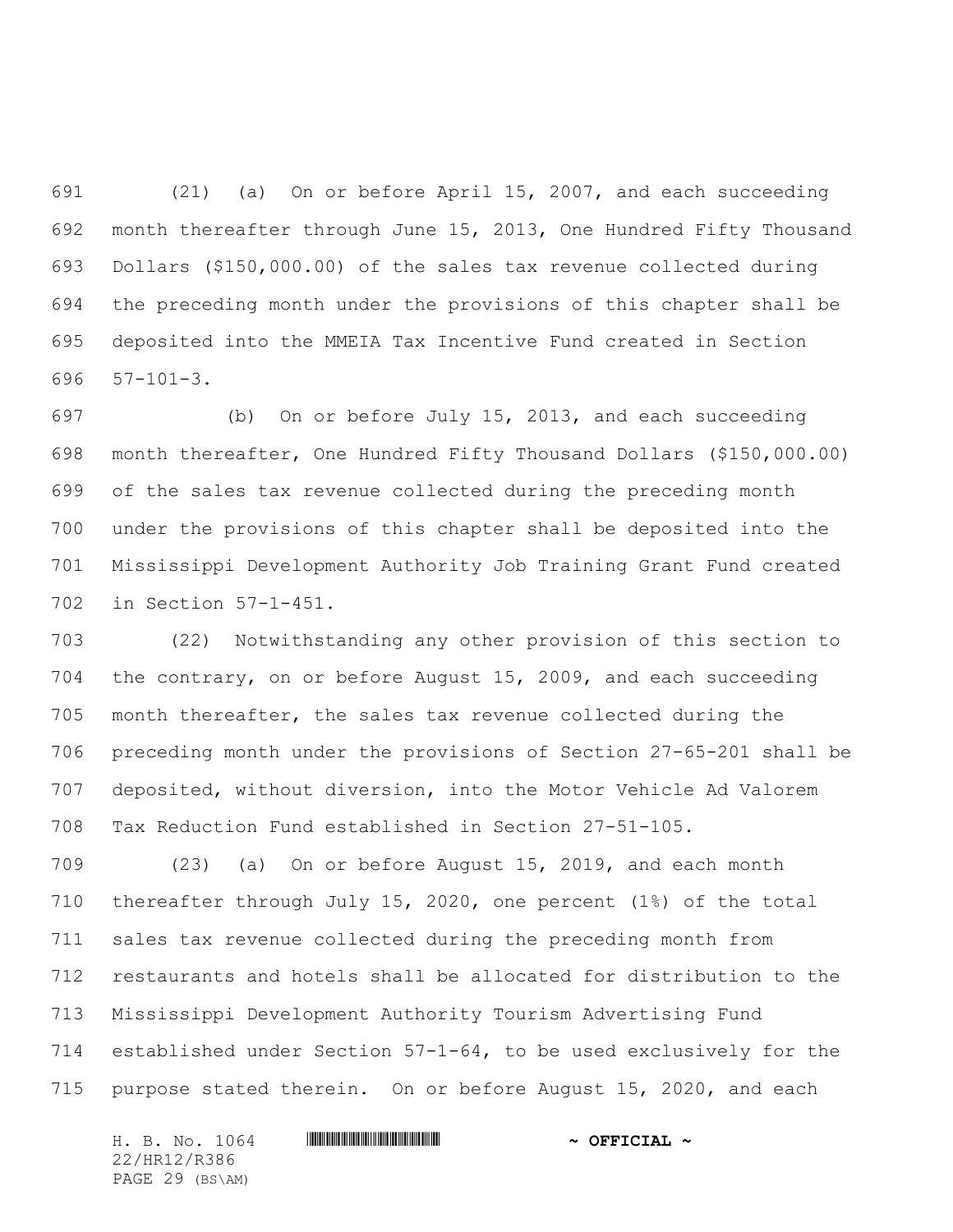(21) (a) On or before April 15, 2007, and each succeeding month thereafter through June 15, 2013, One Hundred Fifty Thousand Dollars ($150,000.00) of the sales tax revenue collected during the preceding month under the provisions of this chapter shall be deposited into the MMEIA Tax Incentive Fund created in Section 57-101-3.

(b) On or before July 15, 2013, and each succeeding month thereafter, One Hundred Fifty Thousand Dollars ($150,000.00) of the sales tax revenue collected during the preceding month under the provisions of this chapter shall be deposited into the Mississippi Development Authority Job Training Grant Fund created in Section 57-1-451.

(22) Notwithstanding any other provision of this section to the contrary, on or before August 15, 2009, and each succeeding month thereafter, the sales tax revenue collected during the preceding month under the provisions of Section 27-65-201 shall be deposited, without diversion, into the Motor Vehicle Ad Valorem Tax Reduction Fund established in Section 27-51-105.

(23) (a) On or before August 15, 2019, and each month thereafter through July 15, 2020, one percent (1%) of the total sales tax revenue collected during the preceding month from restaurants and hotels shall be allocated for distribution to the Mississippi Development Authority Tourism Advertising Fund established under Section 57-1-64, to be used exclusively for the purpose stated therein. On or before August 15, 2020, and each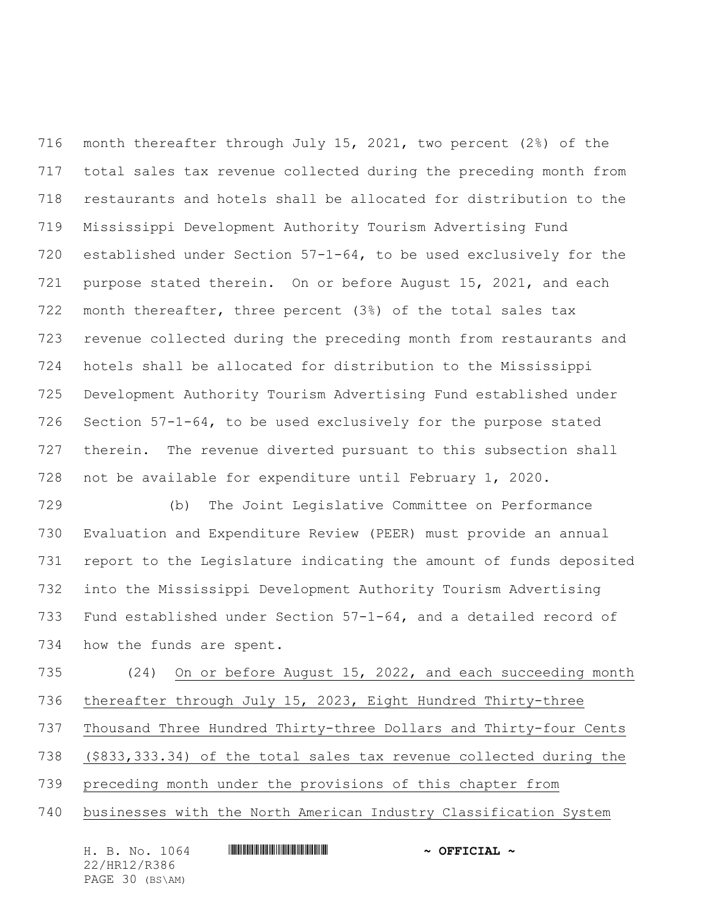month thereafter through July 15, 2021, two percent (2%) of the total sales tax revenue collected during the preceding month from restaurants and hotels shall be allocated for distribution to the Mississippi Development Authority Tourism Advertising Fund established under Section 57-1-64, to be used exclusively for the purpose stated therein. On or before August 15, 2021, and each month thereafter, three percent (3%) of the total sales tax revenue collected during the preceding month from restaurants and hotels shall be allocated for distribution to the Mississippi Development Authority Tourism Advertising Fund established under Section 57-1-64, to be used exclusively for the purpose stated therein. The revenue diverted pursuant to this subsection shall not be available for expenditure until February 1, 2020.

(b) The Joint Legislative Committee on Performance Evaluation and Expenditure Review (PEER) must provide an annual report to the Legislature indicating the amount of funds deposited into the Mississippi Development Authority Tourism Advertising Fund established under Section 57-1-64, and a detailed record of how the funds are spent.

(24) <u>On or before August 15, 2022, and each succeeding month thereafter through July 15, 2023, Eight Hundred Thirty-three Thousand Three Hundred Thirty-three Dollars and Thirty-four Cents ($833,333.34) of the total sales tax revenue collected during the preceding month under the provisions of this chapter from businesses with the North American Industry Classification System</u>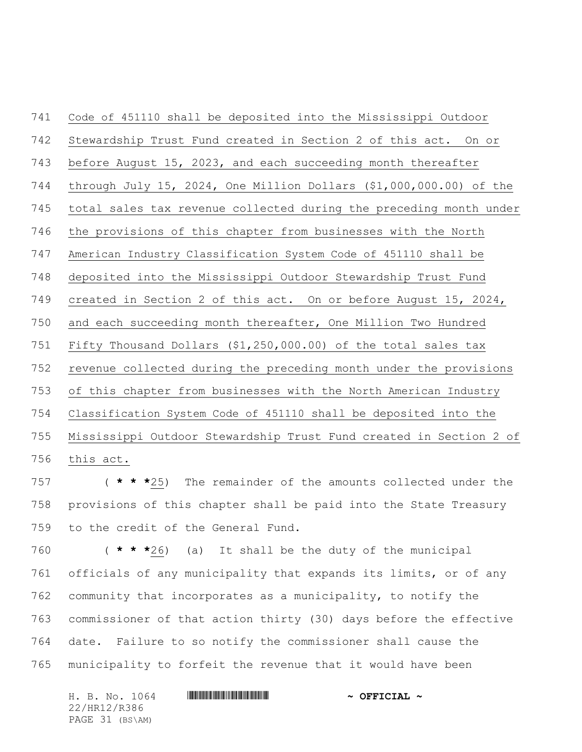Code of 451110 shall be deposited into the Mississippi Outdoor Stewardship Trust Fund created in Section 2 of this act. On or before August 15, 2023, and each succeeding month thereafter through July 15, 2024, One Million Dollars ($1,000,000.00) of the total sales tax revenue collected during the preceding month under the provisions of this chapter from businesses with the North American Industry Classification System Code of 451110 shall be deposited into the Mississippi Outdoor Stewardship Trust Fund created in Section 2 of this act. On or before August 15, 2024, and each succeeding month thereafter, One Million Two Hundred Fifty Thousand Dollars ($1,250,000.00) of the total sales tax revenue collected during the preceding month under the provisions of this chapter from businesses with the North American Industry Classification System Code of 451110 shall be deposited into the Mississippi Outdoor Stewardship Trust Fund created in Section 2 of this act.

( * * *25) The remainder of the amounts collected under the provisions of this chapter shall be paid into the State Treasury to the credit of the General Fund.

( * * *26) (a) It shall be the duty of the municipal officials of any municipality that expands its limits, or of any community that incorporates as a municipality, to notify the commissioner of that action thirty (30) days before the effective date. Failure to so notify the commissioner shall cause the municipality to forfeit the revenue that it would have been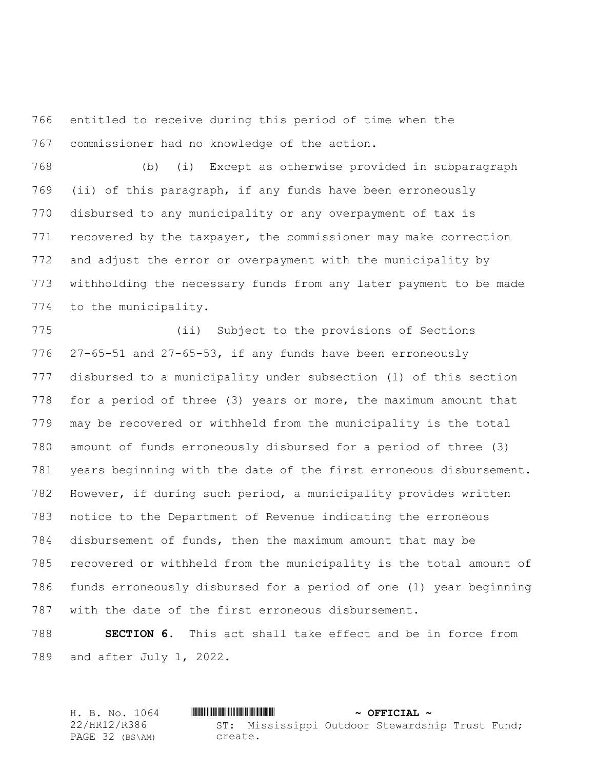entitled to receive during this period of time when the commissioner had no knowledge of the action.

(b) (i) Except as otherwise provided in subparagraph (ii) of this paragraph, if any funds have been erroneously disbursed to any municipality or any overpayment of tax is recovered by the taxpayer, the commissioner may make correction and adjust the error or overpayment with the municipality by withholding the necessary funds from any later payment to be made to the municipality.

(ii) Subject to the provisions of Sections 27-65-51 and 27-65-53, if any funds have been erroneously disbursed to a municipality under subsection (1) of this section for a period of three (3) years or more, the maximum amount that may be recovered or withheld from the municipality is the total amount of funds erroneously disbursed for a period of three (3) years beginning with the date of the first erroneous disbursement. However, if during such period, a municipality provides written notice to the Department of Revenue indicating the erroneous disbursement of funds, then the maximum amount that may be recovered or withheld from the municipality is the total amount of funds erroneously disbursed for a period of one (1) year beginning with the date of the first erroneous disbursement.

**SECTION 6.** This act shall take effect and be in force from and after July 1, 2022.